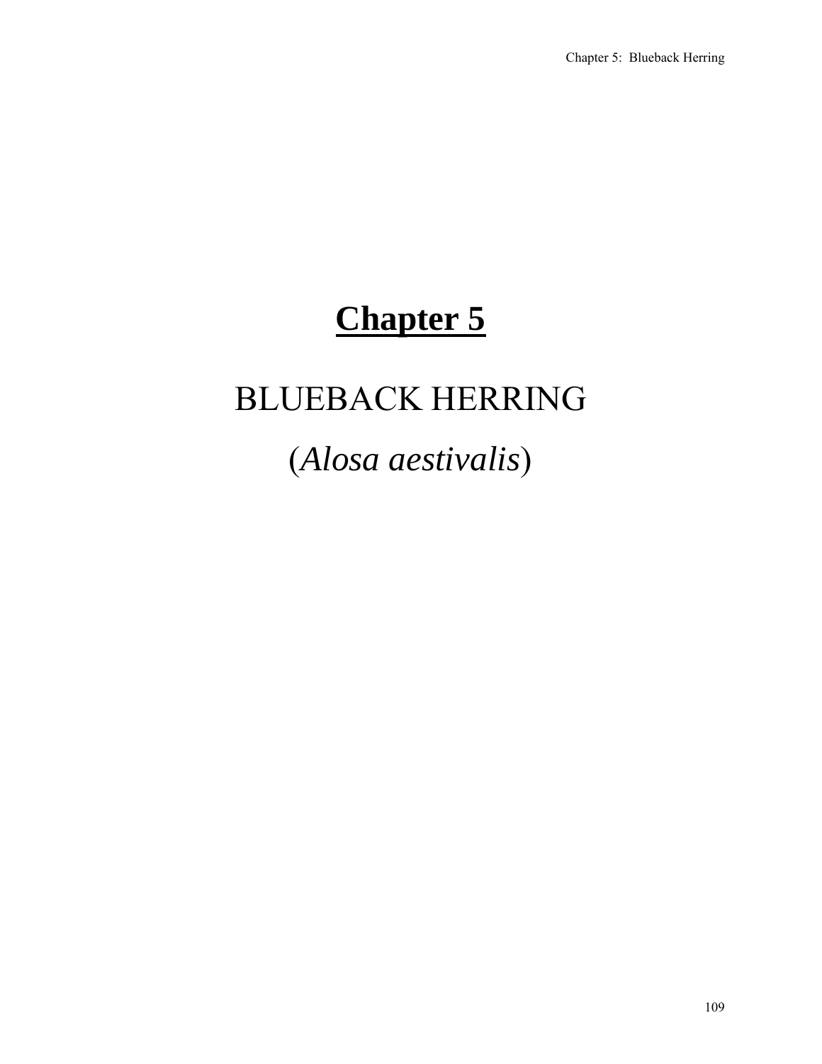# Chapter 5

# BLUEBACK HERRING

## (*Alosa aestivalis*)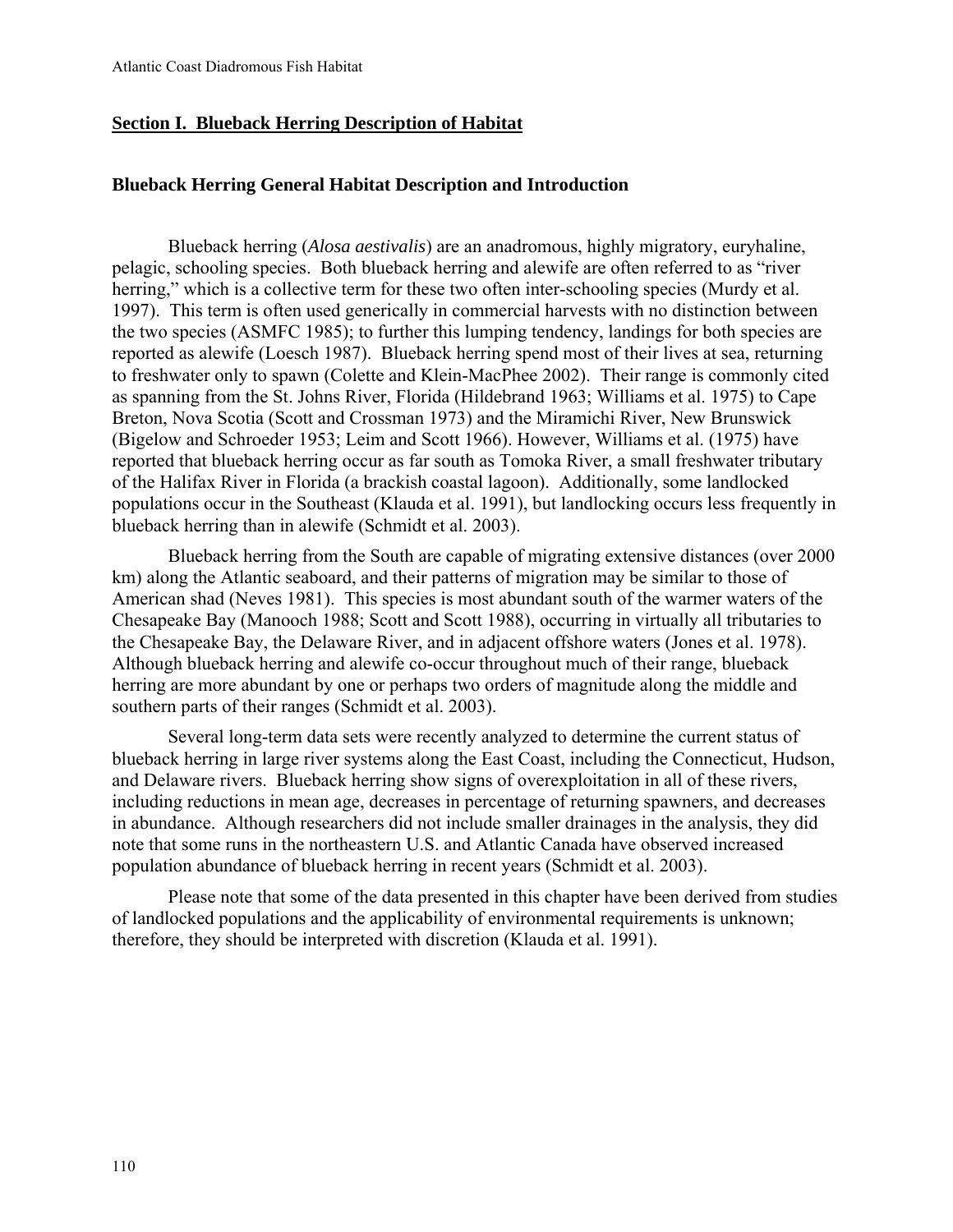## Section I. Blueback Herring Description of Habitat

### Blueback Herring General Habitat Description and Introduction

Blueback herring (*Alosa aestivalis*) are an anadromous, highly migratory, euryhaline, pelagic, schooling species. Both blueback herring and alewife are often referred to as "river herring," which is a collective term for these two often inter-schooling species (Murdy et al. 1997). This term is often used generically in commercial harvests with no distinction between the two species (ASMFC 1985); to further this lumping tendency, landings for both species are reported as alewife (Loesch 1987). Blueback herring spend most of their lives at sea, returning to freshwater only to spawn (Colette and Klein-MacPhee 2002). Their range is commonly cited as spanning from the St. Johns River, Florida (Hildebrand 1963; Williams et al. 1975) to Cape Breton, Nova Scotia (Scott and Crossman 1973) and the Miramichi River, New Brunswick (Bigelow and Schroeder 1953; Leim and Scott 1966). However, Williams et al. (1975) have reported that blueback herring occur as far south as Tomoka River, a small freshwater tributary of the Halifax River in Florida (a brackish coastal lagoon). Additionally, some landlocked populations occur in the Southeast (Klauda et al. 1991), but landlocking occurs less frequently in blueback herring than in alewife (Schmidt et al. 2003).

Blueback herring from the South are capable of migrating extensive distances (over 2000 km) along the Atlantic seaboard, and their patterns of migration may be similar to those of American shad (Neves 1981). This species is most abundant south of the warmer waters of the Chesapeake Bay (Manooch 1988; Scott and Scott 1988), occurring in virtually all tributaries to the Chesapeake Bay, the Delaware River, and in adjacent offshore waters (Jones et al. 1978). Although blueback herring and alewife co-occur throughout much of their range, blueback herring are more abundant by one or perhaps two orders of magnitude along the middle and southern parts of their ranges (Schmidt et al. 2003).

Several long-term data sets were recently analyzed to determine the current status of blueback herring in large river systems along the East Coast, including the Connecticut, Hudson, and Delaware rivers. Blueback herring show signs of overexploitation in all of these rivers, including reductions in mean age, decreases in percentage of returning spawners, and decreases in abundance. Although researchers did not include smaller drainages in the analysis, they did note that some runs in the northeastern U.S. and Atlantic Canada have observed increased population abundance of blueback herring in recent years (Schmidt et al. 2003).

Please note that some of the data presented in this chapter have been derived from studies of landlocked populations and the applicability of environmental requirements is unknown; therefore, they should be interpreted with discretion (Klauda et al. 1991).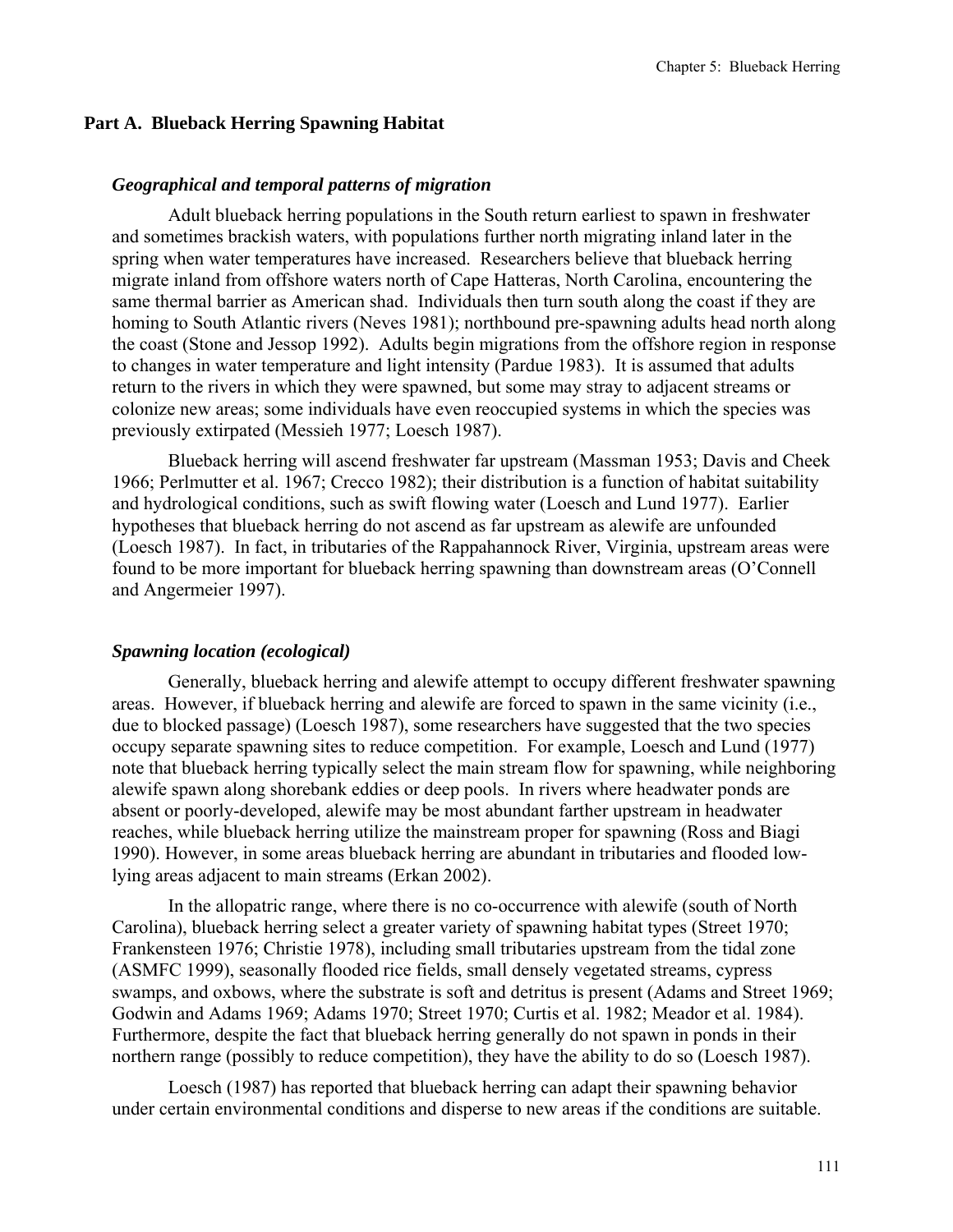## Part A. Blueback Herring Spawning Habitat

### *Geographical and temporal patterns of migration*

Adult blueback herring populations in the South return earliest to spawn in freshwater and sometimes brackish waters, with populations further north migrating inland later in the spring when water temperatures have increased. Researchers believe that blueback herring migrate inland from offshore waters north of Cape Hatteras, North Carolina, encountering the same thermal barrier as American shad. Individuals then turn south along the coast if they are homing to South Atlantic rivers (Neves 1981); northbound pre-spawning adults head north along the coast (Stone and Jessop 1992). Adults begin migrations from the offshore region in response to changes in water temperature and light intensity (Pardue 1983). It is assumed that adults return to the rivers in which they were spawned, but some may stray to adjacent streams or colonize new areas; some individuals have even reoccupied systems in which the species was previously extirpated (Messieh 1977; Loesch 1987).

Blueback herring will ascend freshwater far upstream (Massman 1953; Davis and Cheek 1966; Perlmutter et al. 1967; Crecco 1982); their distribution is a function of habitat suitability and hydrological conditions, such as swift flowing water (Loesch and Lund 1977). Earlier hypotheses that blueback herring do not ascend as far upstream as alewife are unfounded (Loesch 1987). In fact, in tributaries of the Rappahannock River, Virginia, upstream areas were found to be more important for blueback herring spawning than downstream areas (O'Connell and Angermeier 1997).

### *Spawning location (ecological)*

Generally, blueback herring and alewife attempt to occupy different freshwater spawning areas. However, if blueback herring and alewife are forced to spawn in the same vicinity (i.e., due to blocked passage) (Loesch 1987), some researchers have suggested that the two species occupy separate spawning sites to reduce competition. For example, Loesch and Lund (1977) note that blueback herring typically select the main stream flow for spawning, while neighboring alewife spawn along shorebank eddies or deep pools. In rivers where headwater ponds are absent or poorly-developed, alewife may be most abundant farther upstream in headwater reaches, while blueback herring utilize the mainstream proper for spawning (Ross and Biagi 1990). However, in some areas blueback herring are abundant in tributaries and flooded low-lying areas adjacent to main streams (Erkan 2002).

In the allopatric range, where there is no co-occurrence with alewife (south of North Carolina), blueback herring select a greater variety of spawning habitat types (Street 1970; Frankensteen 1976; Christie 1978), including small tributaries upstream from the tidal zone (ASMFC 1999), seasonally flooded rice fields, small densely vegetated streams, cypress swamps, and oxbows, where the substrate is soft and detritus is present (Adams and Street 1969; Godwin and Adams 1969; Adams 1970; Street 1970; Curtis et al. 1982; Meador et al. 1984). Furthermore, despite the fact that blueback herring generally do not spawn in ponds in their northern range (possibly to reduce competition), they have the ability to do so (Loesch 1987).

Loesch (1987) has reported that blueback herring can adapt their spawning behavior under certain environmental conditions and disperse to new areas if the conditions are suitable.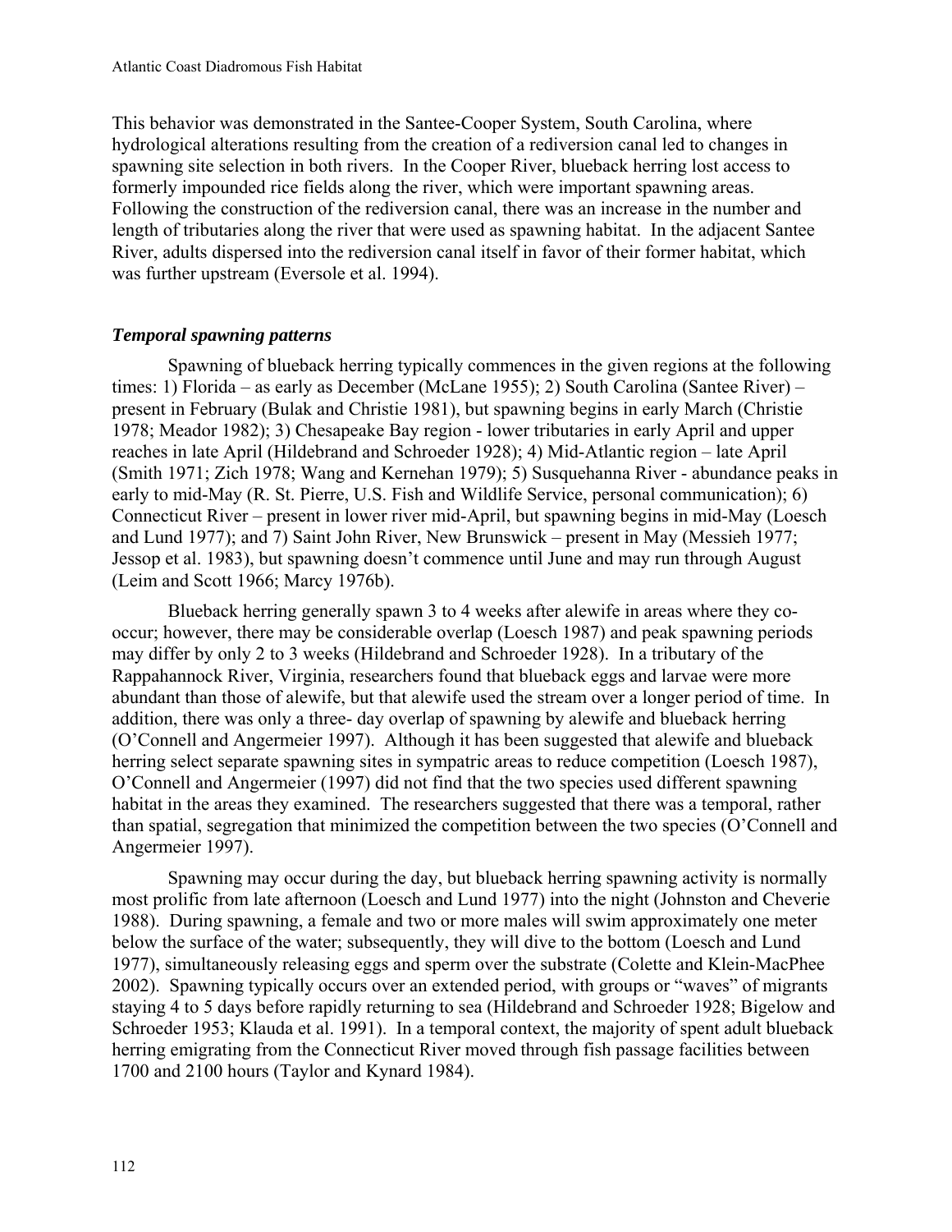This behavior was demonstrated in the Santee-Cooper System, South Carolina, where hydrological alterations resulting from the creation of a rediversion canal led to changes in spawning site selection in both rivers. In the Cooper River, blueback herring lost access to formerly impounded rice fields along the river, which were important spawning areas. Following the construction of the rediversion canal, there was an increase in the number and length of tributaries along the river that were used as spawning habitat. In the adjacent Santee River, adults dispersed into the rediversion canal itself in favor of their former habitat, which was further upstream (Eversole et al. 1994).

### *Temporal spawning patterns*

Spawning of blueback herring typically commences in the given regions at the following times: 1) Florida – as early as December (McLane 1955); 2) South Carolina (Santee River) – present in February (Bulak and Christie 1981), but spawning begins in early March (Christie 1978; Meador 1982); 3) Chesapeake Bay region - lower tributaries in early April and upper reaches in late April (Hildebrand and Schroeder 1928); 4) Mid-Atlantic region – late April (Smith 1971; Zich 1978; Wang and Kernehan 1979); 5) Susquehanna River - abundance peaks in early to mid-May (R. St. Pierre, U.S. Fish and Wildlife Service, personal communication); 6) Connecticut River – present in lower river mid-April, but spawning begins in mid-May (Loesch and Lund 1977); and 7) Saint John River, New Brunswick – present in May (Messieh 1977; Jessop et al. 1983), but spawning doesn't commence until June and may run through August (Leim and Scott 1966; Marcy 1976b).

Blueback herring generally spawn 3 to 4 weeks after alewife in areas where they co-occur; however, there may be considerable overlap (Loesch 1987) and peak spawning periods may differ by only 2 to 3 weeks (Hildebrand and Schroeder 1928). In a tributary of the Rappahannock River, Virginia, researchers found that blueback eggs and larvae were more abundant than those of alewife, but that alewife used the stream over a longer period of time. In addition, there was only a three- day overlap of spawning by alewife and blueback herring (O'Connell and Angermeier 1997). Although it has been suggested that alewife and blueback herring select separate spawning sites in sympatric areas to reduce competition (Loesch 1987), O'Connell and Angermeier (1997) did not find that the two species used different spawning habitat in the areas they examined. The researchers suggested that there was a temporal, rather than spatial, segregation that minimized the competition between the two species (O'Connell and Angermeier 1997).

Spawning may occur during the day, but blueback herring spawning activity is normally most prolific from late afternoon (Loesch and Lund 1977) into the night (Johnston and Cheverie 1988). During spawning, a female and two or more males will swim approximately one meter below the surface of the water; subsequently, they will dive to the bottom (Loesch and Lund 1977), simultaneously releasing eggs and sperm over the substrate (Colette and Klein-MacPhee 2002). Spawning typically occurs over an extended period, with groups or "waves" of migrants staying 4 to 5 days before rapidly returning to sea (Hildebrand and Schroeder 1928; Bigelow and Schroeder 1953; Klauda et al. 1991). In a temporal context, the majority of spent adult blueback herring emigrating from the Connecticut River moved through fish passage facilities between 1700 and 2100 hours (Taylor and Kynard 1984).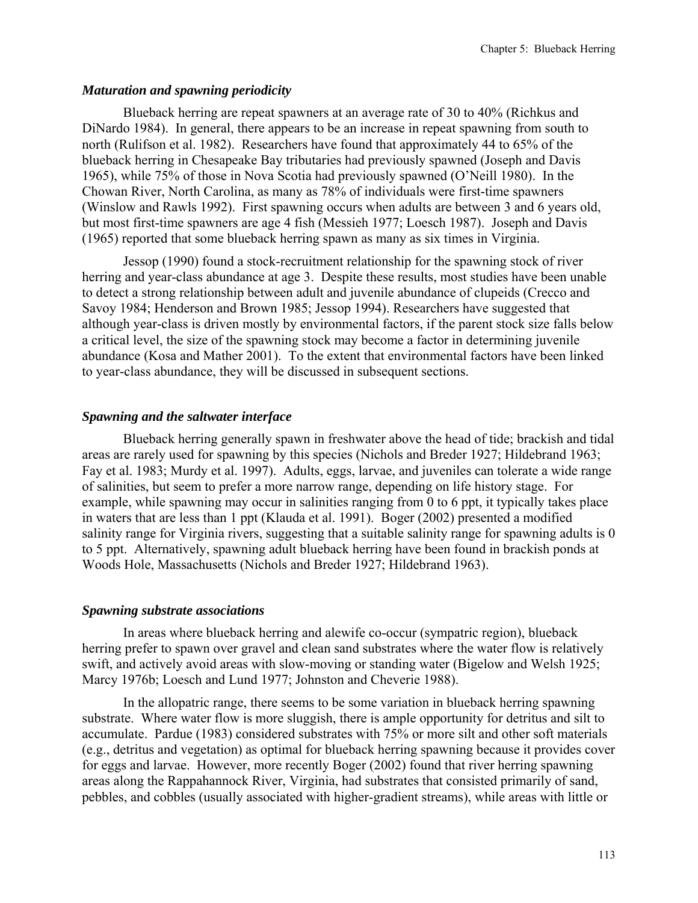### *Maturation and spawning periodicity*

Blueback herring are repeat spawners at an average rate of 30 to 40% (Richkus and DiNardo 1984). In general, there appears to be an increase in repeat spawning from south to north (Rulifson et al. 1982). Researchers have found that approximately 44 to 65% of the blueback herring in Chesapeake Bay tributaries had previously spawned (Joseph and Davis 1965), while 75% of those in Nova Scotia had previously spawned (O'Neill 1980). In the Chowan River, North Carolina, as many as 78% of individuals were first-time spawners (Winslow and Rawls 1992). First spawning occurs when adults are between 3 and 6 years old, but most first-time spawners are age 4 fish (Messieh 1977; Loesch 1987). Joseph and Davis (1965) reported that some blueback herring spawn as many as six times in Virginia.

Jessop (1990) found a stock-recruitment relationship for the spawning stock of river herring and year-class abundance at age 3. Despite these results, most studies have been unable to detect a strong relationship between adult and juvenile abundance of clupeids (Crecco and Savoy 1984; Henderson and Brown 1985; Jessop 1994). Researchers have suggested that although year-class is driven mostly by environmental factors, if the parent stock size falls below a critical level, the size of the spawning stock may become a factor in determining juvenile abundance (Kosa and Mather 2001). To the extent that environmental factors have been linked to year-class abundance, they will be discussed in subsequent sections.

### *Spawning and the saltwater interface*

Blueback herring generally spawn in freshwater above the head of tide; brackish and tidal areas are rarely used for spawning by this species (Nichols and Breder 1927; Hildebrand 1963; Fay et al. 1983; Murdy et al. 1997). Adults, eggs, larvae, and juveniles can tolerate a wide range of salinities, but seem to prefer a more narrow range, depending on life history stage. For example, while spawning may occur in salinities ranging from 0 to 6 ppt, it typically takes place in waters that are less than 1 ppt (Klauda et al. 1991). Boger (2002) presented a modified salinity range for Virginia rivers, suggesting that a suitable salinity range for spawning adults is 0 to 5 ppt. Alternatively, spawning adult blueback herring have been found in brackish ponds at Woods Hole, Massachusetts (Nichols and Breder 1927; Hildebrand 1963).

### *Spawning substrate associations*

In areas where blueback herring and alewife co-occur (sympatric region), blueback herring prefer to spawn over gravel and clean sand substrates where the water flow is relatively swift, and actively avoid areas with slow-moving or standing water (Bigelow and Welsh 1925; Marcy 1976b; Loesch and Lund 1977; Johnston and Cheverie 1988).

In the allopatric range, there seems to be some variation in blueback herring spawning substrate. Where water flow is more sluggish, there is ample opportunity for detritus and silt to accumulate. Pardue (1983) considered substrates with 75% or more silt and other soft materials (e.g., detritus and vegetation) as optimal for blueback herring spawning because it provides cover for eggs and larvae. However, more recently Boger (2002) found that river herring spawning areas along the Rappahannock River, Virginia, had substrates that consisted primarily of sand, pebbles, and cobbles (usually associated with higher-gradient streams), while areas with little or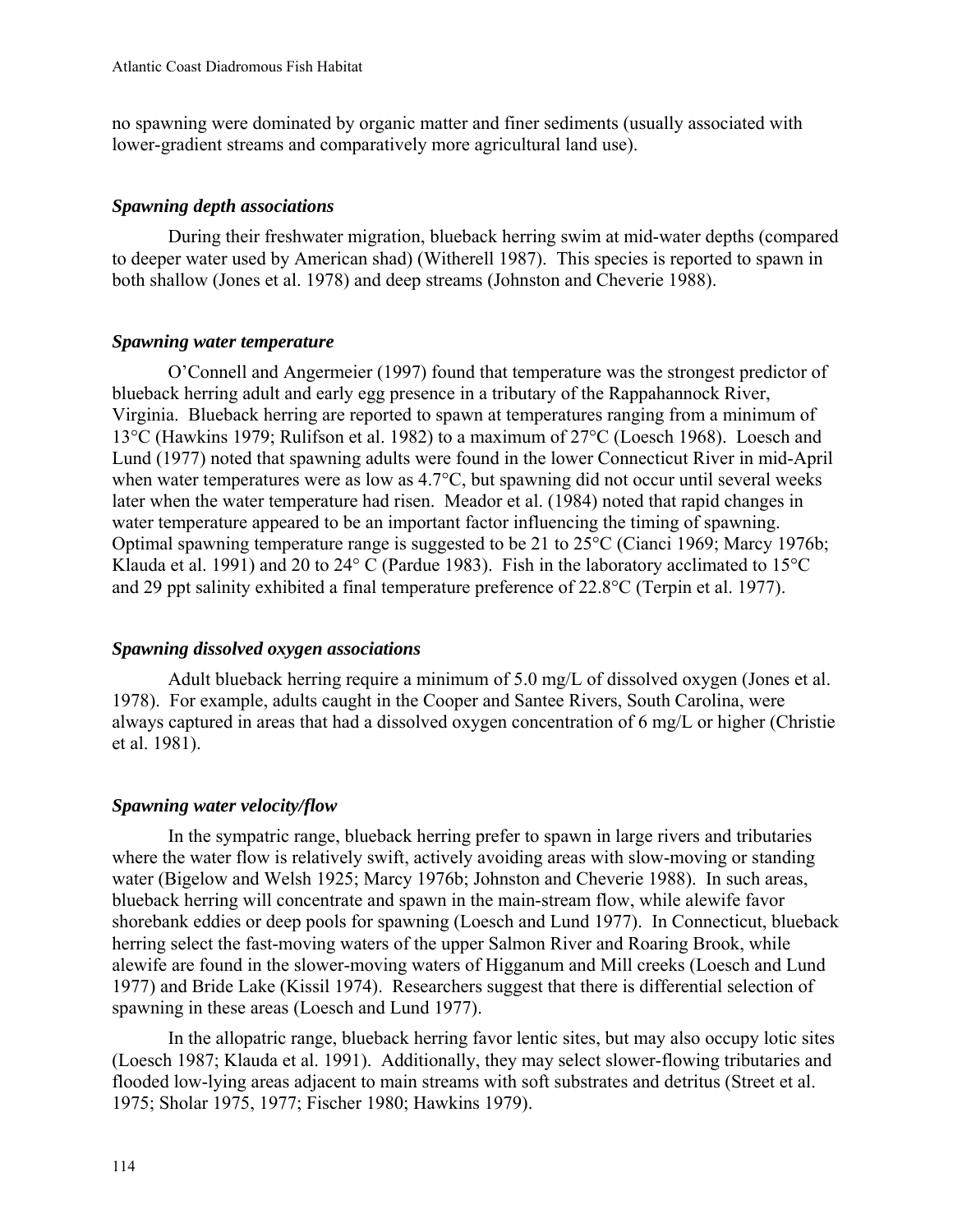no spawning were dominated by organic matter and finer sediments (usually associated with lower-gradient streams and comparatively more agricultural land use).

### *Spawning depth associations*

During their freshwater migration, blueback herring swim at mid-water depths (compared to deeper water used by American shad) (Witherell 1987). This species is reported to spawn in both shallow (Jones et al. 1978) and deep streams (Johnston and Cheverie 1988).

### *Spawning water temperature*

O'Connell and Angermeier (1997) found that temperature was the strongest predictor of blueback herring adult and early egg presence in a tributary of the Rappahannock River, Virginia. Blueback herring are reported to spawn at temperatures ranging from a minimum of 13°C (Hawkins 1979; Rulifson et al. 1982) to a maximum of 27°C (Loesch 1968). Loesch and Lund (1977) noted that spawning adults were found in the lower Connecticut River in mid-April when water temperatures were as low as 4.7°C, but spawning did not occur until several weeks later when the water temperature had risen. Meador et al. (1984) noted that rapid changes in water temperature appeared to be an important factor influencing the timing of spawning. Optimal spawning temperature range is suggested to be 21 to 25°C (Cianci 1969; Marcy 1976b; Klauda et al. 1991) and 20 to 24° C (Pardue 1983). Fish in the laboratory acclimated to 15°C and 29 ppt salinity exhibited a final temperature preference of 22.8°C (Terpin et al. 1977).

### *Spawning dissolved oxygen associations*

Adult blueback herring require a minimum of 5.0 mg/L of dissolved oxygen (Jones et al. 1978). For example, adults caught in the Cooper and Santee Rivers, South Carolina, were always captured in areas that had a dissolved oxygen concentration of 6 mg/L or higher (Christie et al. 1981).

### *Spawning water velocity/flow*

In the sympatric range, blueback herring prefer to spawn in large rivers and tributaries where the water flow is relatively swift, actively avoiding areas with slow-moving or standing water (Bigelow and Welsh 1925; Marcy 1976b; Johnston and Cheverie 1988). In such areas, blueback herring will concentrate and spawn in the main-stream flow, while alewife favor shorebank eddies or deep pools for spawning (Loesch and Lund 1977). In Connecticut, blueback herring select the fast-moving waters of the upper Salmon River and Roaring Brook, while alewife are found in the slower-moving waters of Higganum and Mill creeks (Loesch and Lund 1977) and Bride Lake (Kissil 1974). Researchers suggest that there is differential selection of spawning in these areas (Loesch and Lund 1977).

In the allopatric range, blueback herring favor lentic sites, but may also occupy lotic sites (Loesch 1987; Klauda et al. 1991). Additionally, they may select slower-flowing tributaries and flooded low-lying areas adjacent to main streams with soft substrates and detritus (Street et al. 1975; Sholar 1975, 1977; Fischer 1980; Hawkins 1979).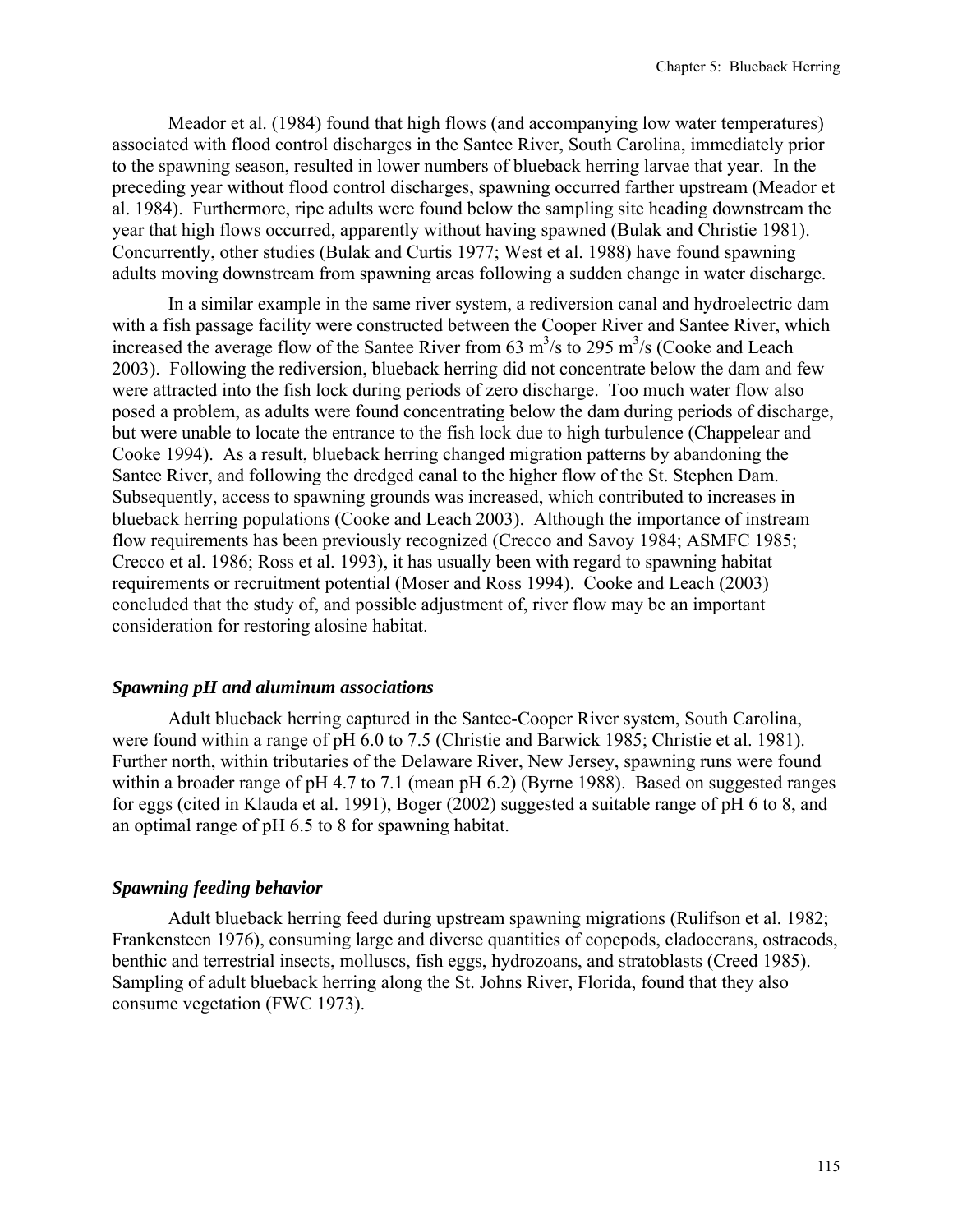Meador et al. (1984) found that high flows (and accompanying low water temperatures) associated with flood control discharges in the Santee River, South Carolina, immediately prior to the spawning season, resulted in lower numbers of blueback herring larvae that year. In the preceding year without flood control discharges, spawning occurred farther upstream (Meador et al. 1984). Furthermore, ripe adults were found below the sampling site heading downstream the year that high flows occurred, apparently without having spawned (Bulak and Christie 1981). Concurrently, other studies (Bulak and Curtis 1977; West et al. 1988) have found spawning adults moving downstream from spawning areas following a sudden change in water discharge.

In a similar example in the same river system, a rediversion canal and hydroelectric dam with a fish passage facility were constructed between the Cooper River and Santee River, which increased the average flow of the Santee River from 63 $m^3/s$ to 295 $m^3/s$ (Cooke and Leach 2003). Following the rediversion, blueback herring did not concentrate below the dam and few were attracted into the fish lock during periods of zero discharge. Too much water flow also posed a problem, as adults were found concentrating below the dam during periods of discharge, but were unable to locate the entrance to the fish lock due to high turbulence (Chappelear and Cooke 1994). As a result, blueback herring changed migration patterns by abandoning the Santee River, and following the dredged canal to the higher flow of the St. Stephen Dam. Subsequently, access to spawning grounds was increased, which contributed to increases in blueback herring populations (Cooke and Leach 2003). Although the importance of instream flow requirements has been previously recognized (Crecco and Savoy 1984; ASMFC 1985; Crecco et al. 1986; Ross et al. 1993), it has usually been with regard to spawning habitat requirements or recruitment potential (Moser and Ross 1994). Cooke and Leach (2003) concluded that the study of, and possible adjustment of, river flow may be an important consideration for restoring alosine habitat.

### *Spawning pH and aluminum associations*

Adult blueback herring captured in the Santee-Cooper River system, South Carolina, were found within a range of pH 6.0 to 7.5 (Christie and Barwick 1985; Christie et al. 1981). Further north, within tributaries of the Delaware River, New Jersey, spawning runs were found within a broader range of pH 4.7 to 7.1 (mean pH 6.2) (Byrne 1988). Based on suggested ranges for eggs (cited in Klauda et al. 1991), Boger (2002) suggested a suitable range of pH 6 to 8, and an optimal range of pH 6.5 to 8 for spawning habitat.

### *Spawning feeding behavior*

Adult blueback herring feed during upstream spawning migrations (Rulifson et al. 1982; Frankensteen 1976), consuming large and diverse quantities of copepods, cladocerans, ostracods, benthic and terrestrial insects, molluscs, fish eggs, hydrozoans, and stratoblasts (Creed 1985). Sampling of adult blueback herring along the St. Johns River, Florida, found that they also consume vegetation (FWC 1973).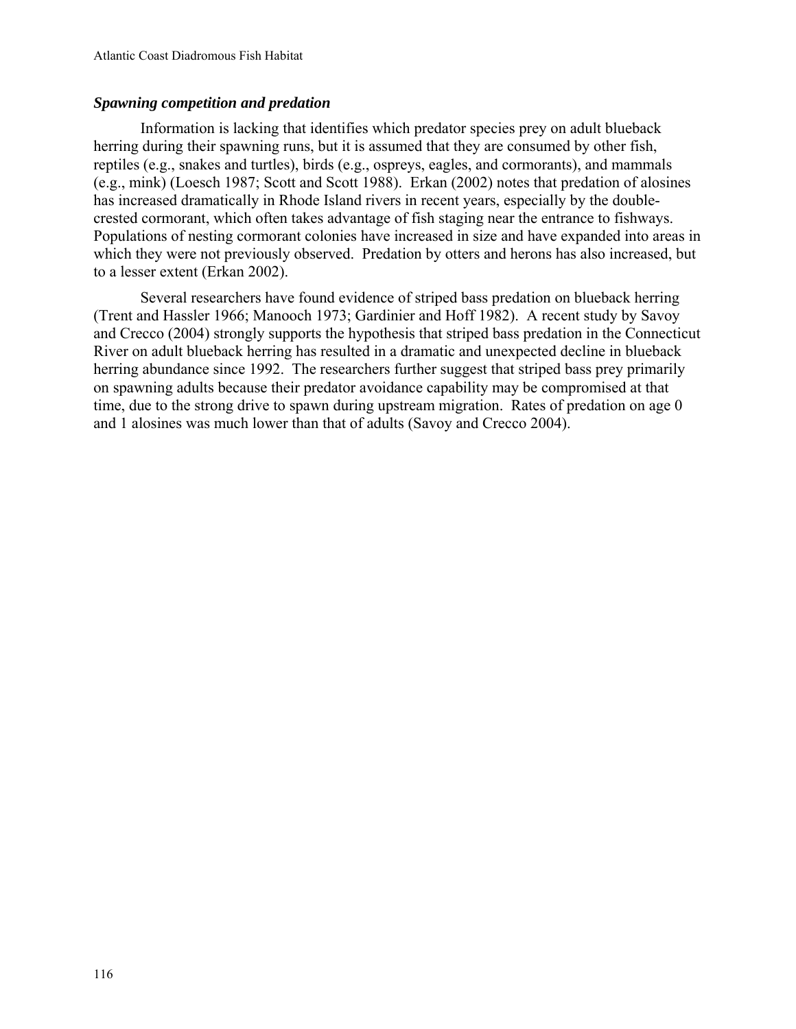### *Spawning competition and predation*

Information is lacking that identifies which predator species prey on adult blueback herring during their spawning runs, but it is assumed that they are consumed by other fish, reptiles (e.g., snakes and turtles), birds (e.g., ospreys, eagles, and cormorants), and mammals (e.g., mink) (Loesch 1987; Scott and Scott 1988). Erkan (2002) notes that predation of alosines has increased dramatically in Rhode Island rivers in recent years, especially by the double-crested cormorant, which often takes advantage of fish staging near the entrance to fishways. Populations of nesting cormorant colonies have increased in size and have expanded into areas in which they were not previously observed. Predation by otters and herons has also increased, but to a lesser extent (Erkan 2002).

Several researchers have found evidence of striped bass predation on blueback herring (Trent and Hassler 1966; Manooch 1973; Gardinier and Hoff 1982). A recent study by Savoy and Crecco (2004) strongly supports the hypothesis that striped bass predation in the Connecticut River on adult blueback herring has resulted in a dramatic and unexpected decline in blueback herring abundance since 1992. The researchers further suggest that striped bass prey primarily on spawning adults because their predator avoidance capability may be compromised at that time, due to the strong drive to spawn during upstream migration. Rates of predation on age 0 and 1 alosines was much lower than that of adults (Savoy and Crecco 2004).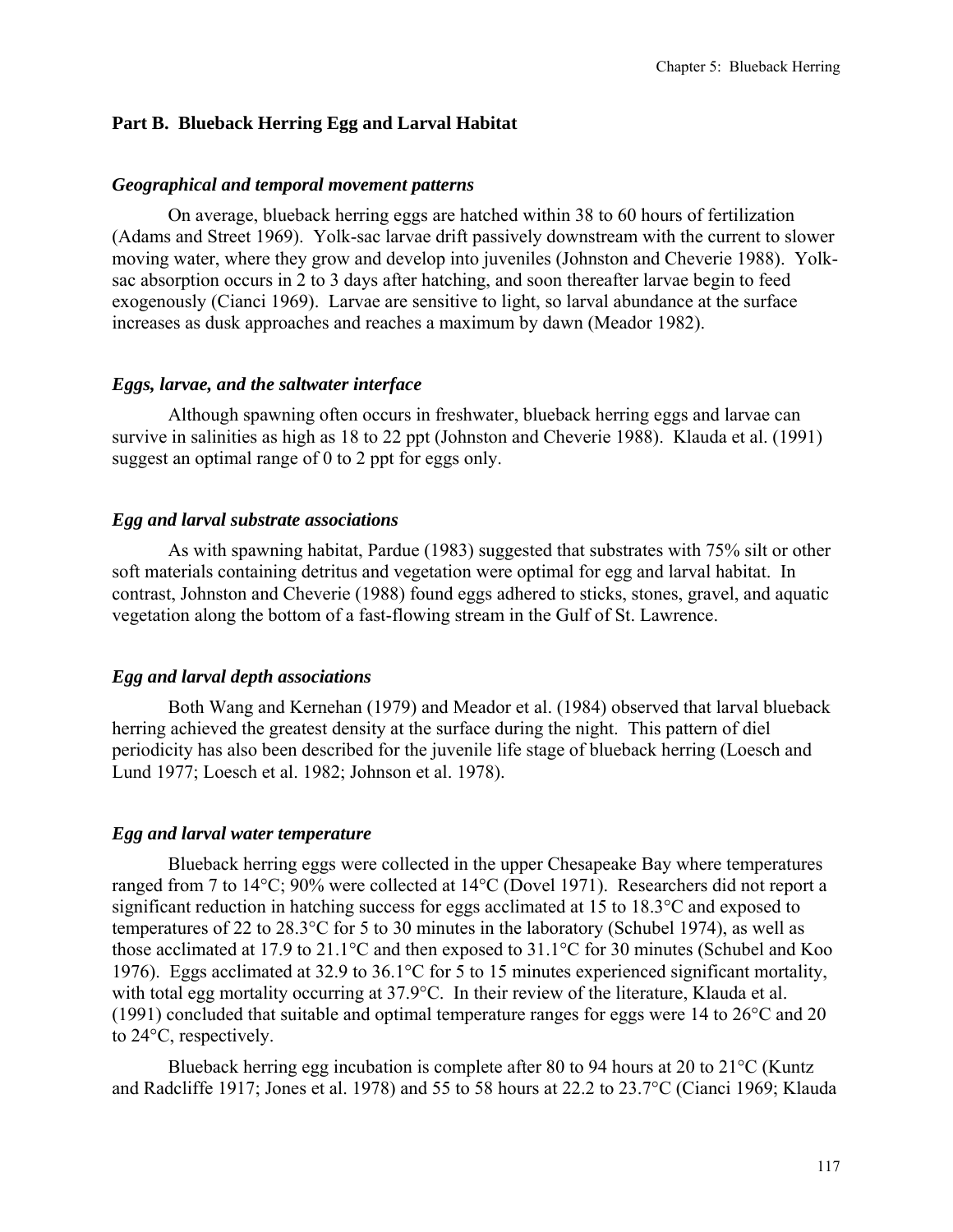## Part B. Blueback Herring Egg and Larval Habitat

### *Geographical and temporal movement patterns*

On average, blueback herring eggs are hatched within 38 to 60 hours of fertilization (Adams and Street 1969). Yolk-sac larvae drift passively downstream with the current to slower moving water, where they grow and develop into juveniles (Johnston and Cheverie 1988). Yolk-sac absorption occurs in 2 to 3 days after hatching, and soon thereafter larvae begin to feed exogenously (Cianci 1969). Larvae are sensitive to light, so larval abundance at the surface increases as dusk approaches and reaches a maximum by dawn (Meador 1982).

### *Eggs, larvae, and the saltwater interface*

Although spawning often occurs in freshwater, blueback herring eggs and larvae can survive in salinities as high as 18 to 22 ppt (Johnston and Cheverie 1988). Klauda et al. (1991) suggest an optimal range of 0 to 2 ppt for eggs only.

### *Egg and larval substrate associations*

As with spawning habitat, Pardue (1983) suggested that substrates with 75% silt or other soft materials containing detritus and vegetation were optimal for egg and larval habitat. In contrast, Johnston and Cheverie (1988) found eggs adhered to sticks, stones, gravel, and aquatic vegetation along the bottom of a fast-flowing stream in the Gulf of St. Lawrence.

### *Egg and larval depth associations*

Both Wang and Kernehan (1979) and Meador et al. (1984) observed that larval blueback herring achieved the greatest density at the surface during the night. This pattern of diel periodicity has also been described for the juvenile life stage of blueback herring (Loesch and Lund 1977; Loesch et al. 1982; Johnson et al. 1978).

### *Egg and larval water temperature*

Blueback herring eggs were collected in the upper Chesapeake Bay where temperatures ranged from 7 to 14°C; 90% were collected at 14°C (Dovel 1971). Researchers did not report a significant reduction in hatching success for eggs acclimated at 15 to 18.3°C and exposed to temperatures of 22 to 28.3°C for 5 to 30 minutes in the laboratory (Schubel 1974), as well as those acclimated at 17.9 to 21.1°C and then exposed to 31.1°C for 30 minutes (Schubel and Koo 1976). Eggs acclimated at 32.9 to 36.1°C for 5 to 15 minutes experienced significant mortality, with total egg mortality occurring at 37.9°C. In their review of the literature, Klauda et al. (1991) concluded that suitable and optimal temperature ranges for eggs were 14 to 26°C and 20 to 24°C, respectively.

Blueback herring egg incubation is complete after 80 to 94 hours at 20 to 21°C (Kuntz and Radcliffe 1917; Jones et al. 1978) and 55 to 58 hours at 22.2 to 23.7°C (Cianci 1969; Klauda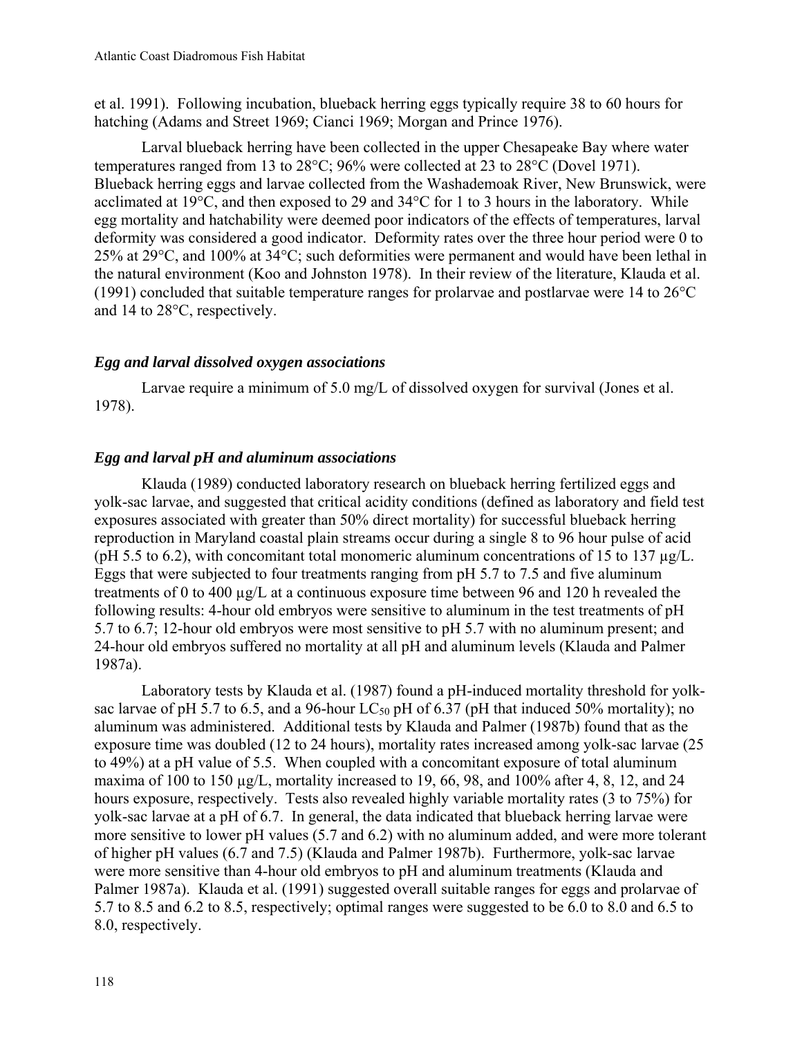et al. 1991). Following incubation, blueback herring eggs typically require 38 to 60 hours for hatching (Adams and Street 1969; Cianci 1969; Morgan and Prince 1976).

Larval blueback herring have been collected in the upper Chesapeake Bay where water temperatures ranged from 13 to 28°C; 96% were collected at 23 to 28°C (Dovel 1971). Blueback herring eggs and larvae collected from the Washademoak River, New Brunswick, were acclimated at 19°C, and then exposed to 29 and 34°C for 1 to 3 hours in the laboratory. While egg mortality and hatchability were deemed poor indicators of the effects of temperatures, larval deformity was considered a good indicator. Deformity rates over the three hour period were 0 to 25% at 29°C, and 100% at 34°C; such deformities were permanent and would have been lethal in the natural environment (Koo and Johnston 1978). In their review of the literature, Klauda et al. (1991) concluded that suitable temperature ranges for prolarvae and postlarvae were 14 to 26°C and 14 to 28°C, respectively.

### *Egg and larval dissolved oxygen associations*

Larvae require a minimum of 5.0 mg/L of dissolved oxygen for survival (Jones et al. 1978).

### *Egg and larval pH and aluminum associations*

Klauda (1989) conducted laboratory research on blueback herring fertilized eggs and yolk-sac larvae, and suggested that critical acidity conditions (defined as laboratory and field test exposures associated with greater than 50% direct mortality) for successful blueback herring reproduction in Maryland coastal plain streams occur during a single 8 to 96 hour pulse of acid (pH 5.5 to 6.2), with concomitant total monomeric aluminum concentrations of 15 to 137 µg/L. Eggs that were subjected to four treatments ranging from pH 5.7 to 7.5 and five aluminum treatments of 0 to 400 µg/L at a continuous exposure time between 96 and 120 h revealed the following results: 4-hour old embryos were sensitive to aluminum in the test treatments of pH 5.7 to 6.7; 12-hour old embryos were most sensitive to pH 5.7 with no aluminum present; and 24-hour old embryos suffered no mortality at all pH and aluminum levels (Klauda and Palmer 1987a).

Laboratory tests by Klauda et al. (1987) found a pH-induced mortality threshold for yolk-sac larvae of pH 5.7 to 6.5, and a 96-hour $LC_{50}$ pH of 6.37 (pH that induced 50% mortality); no aluminum was administered. Additional tests by Klauda and Palmer (1987b) found that as the exposure time was doubled (12 to 24 hours), mortality rates increased among yolk-sac larvae (25 to 49%) at a pH value of 5.5. When coupled with a concomitant exposure of total aluminum maxima of 100 to 150 µg/L, mortality increased to 19, 66, 98, and 100% after 4, 8, 12, and 24 hours exposure, respectively. Tests also revealed highly variable mortality rates (3 to 75%) for yolk-sac larvae at a pH of 6.7. In general, the data indicated that blueback herring larvae were more sensitive to lower pH values (5.7 and 6.2) with no aluminum added, and were more tolerant of higher pH values (6.7 and 7.5) (Klauda and Palmer 1987b). Furthermore, yolk-sac larvae were more sensitive than 4-hour old embryos to pH and aluminum treatments (Klauda and Palmer 1987a). Klauda et al. (1991) suggested overall suitable ranges for eggs and prolarvae of 5.7 to 8.5 and 6.2 to 8.5, respectively; optimal ranges were suggested to be 6.0 to 8.0 and 6.5 to 8.0, respectively.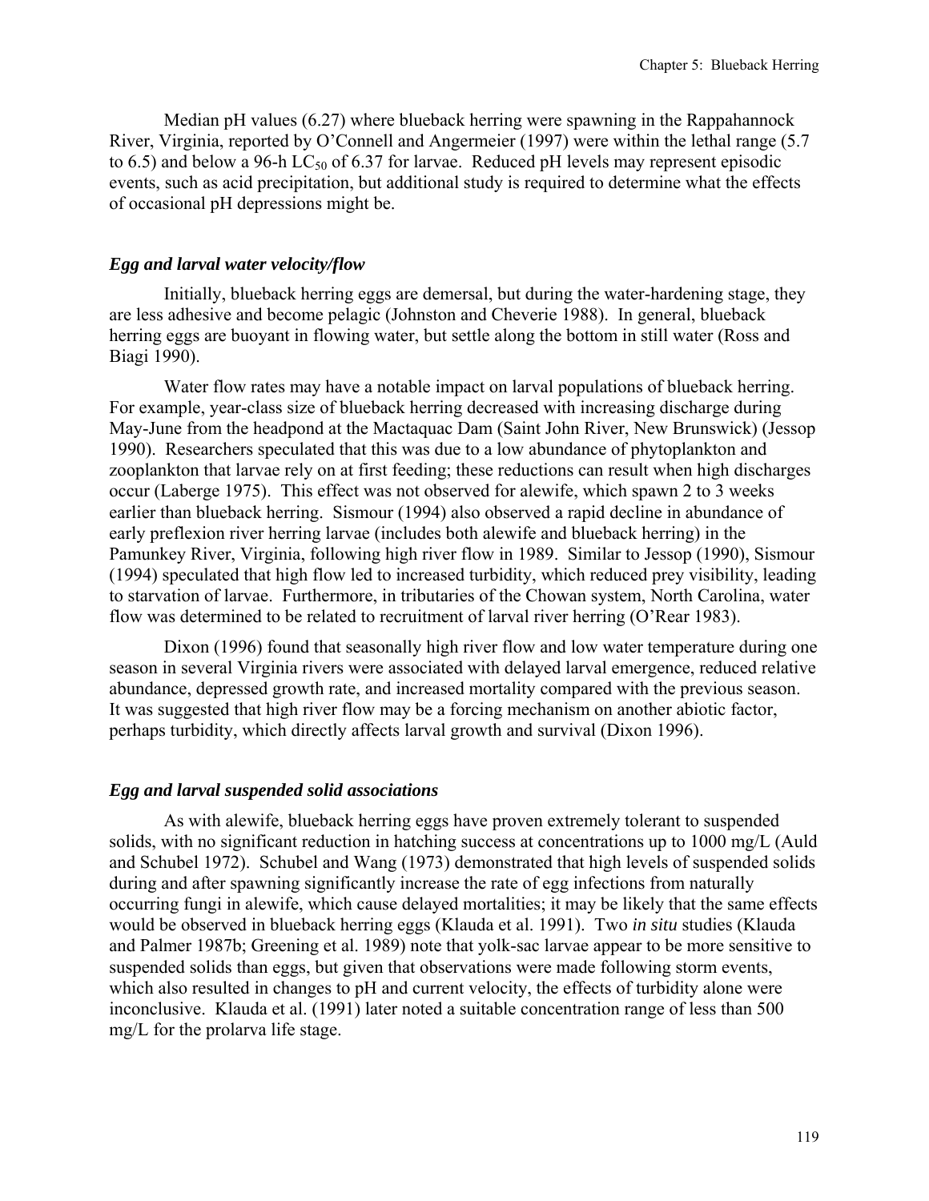Median pH values (6.27) where blueback herring were spawning in the Rappahannock River, Virginia, reported by O'Connell and Angermeier (1997) were within the lethal range (5.7 to 6.5) and below a 96-h $LC_{50}$ of 6.37 for larvae. Reduced pH levels may represent episodic events, such as acid precipitation, but additional study is required to determine what the effects of occasional pH depressions might be.

### *Egg and larval water velocity/flow*

Initially, blueback herring eggs are demersal, but during the water-hardening stage, they are less adhesive and become pelagic (Johnston and Cheverie 1988). In general, blueback herring eggs are buoyant in flowing water, but settle along the bottom in still water (Ross and Biagi 1990).

Water flow rates may have a notable impact on larval populations of blueback herring. For example, year-class size of blueback herring decreased with increasing discharge during May-June from the headpond at the Mactaquac Dam (Saint John River, New Brunswick) (Jessop 1990). Researchers speculated that this was due to a low abundance of phytoplankton and zooplankton that larvae rely on at first feeding; these reductions can result when high discharges occur (Laberge 1975). This effect was not observed for alewife, which spawn 2 to 3 weeks earlier than blueback herring. Sismour (1994) also observed a rapid decline in abundance of early preflexion river herring larvae (includes both alewife and blueback herring) in the Pamunkey River, Virginia, following high river flow in 1989. Similar to Jessop (1990), Sismour (1994) speculated that high flow led to increased turbidity, which reduced prey visibility, leading to starvation of larvae. Furthermore, in tributaries of the Chowan system, North Carolina, water flow was determined to be related to recruitment of larval river herring (O'Rear 1983).

Dixon (1996) found that seasonally high river flow and low water temperature during one season in several Virginia rivers were associated with delayed larval emergence, reduced relative abundance, depressed growth rate, and increased mortality compared with the previous season. It was suggested that high river flow may be a forcing mechanism on another abiotic factor, perhaps turbidity, which directly affects larval growth and survival (Dixon 1996).

### *Egg and larval suspended solid associations*

As with alewife, blueback herring eggs have proven extremely tolerant to suspended solids, with no significant reduction in hatching success at concentrations up to 1000 mg/L (Auld and Schubel 1972). Schubel and Wang (1973) demonstrated that high levels of suspended solids during and after spawning significantly increase the rate of egg infections from naturally occurring fungi in alewife, which cause delayed mortalities; it may be likely that the same effects would be observed in blueback herring eggs (Klauda et al. 1991). Two *in situ* studies (Klauda and Palmer 1987b; Greening et al. 1989) note that yolk-sac larvae appear to be more sensitive to suspended solids than eggs, but given that observations were made following storm events, which also resulted in changes to pH and current velocity, the effects of turbidity alone were inconclusive. Klauda et al. (1991) later noted a suitable concentration range of less than 500 mg/L for the prolarva life stage.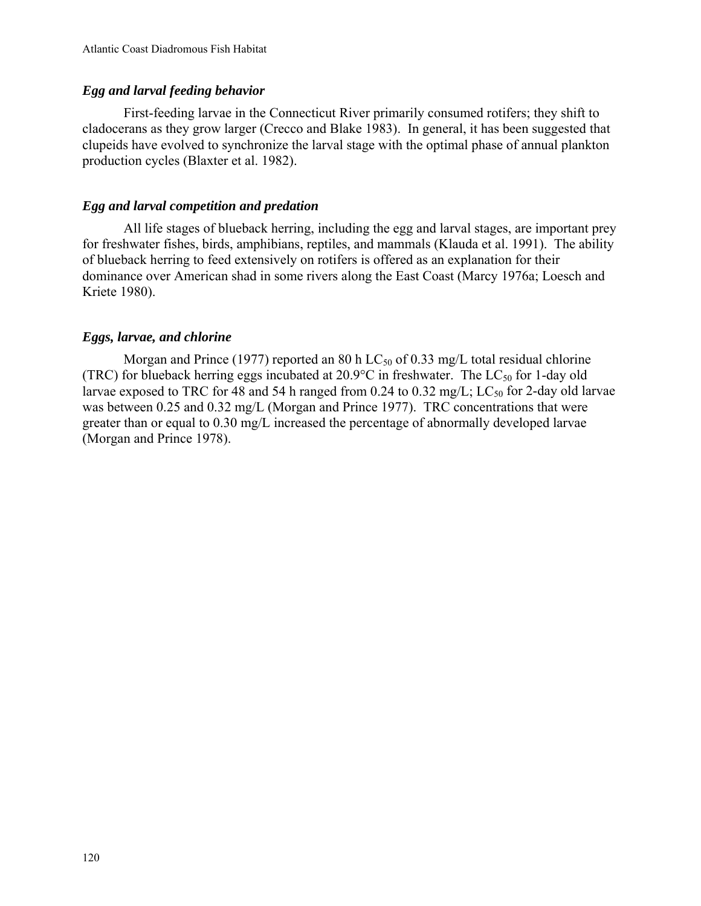### *Egg and larval feeding behavior*

First-feeding larvae in the Connecticut River primarily consumed rotifers; they shift to cladocerans as they grow larger (Crecco and Blake 1983). In general, it has been suggested that clupeids have evolved to synchronize the larval stage with the optimal phase of annual plankton production cycles (Blaxter et al. 1982).

### *Egg and larval competition and predation*

All life stages of blueback herring, including the egg and larval stages, are important prey for freshwater fishes, birds, amphibians, reptiles, and mammals (Klauda et al. 1991). The ability of blueback herring to feed extensively on rotifers is offered as an explanation for their dominance over American shad in some rivers along the East Coast (Marcy 1976a; Loesch and Kriete 1980).

### *Eggs, larvae, and chlorine*

Morgan and Prince (1977) reported an 80 h $LC_{50}$ of 0.33 mg/L total residual chlorine (TRC) for blueback herring eggs incubated at 20.9°C in freshwater. The $LC_{50}$ for 1-day old larvae exposed to TRC for 48 and 54 h ranged from 0.24 to 0.32 mg/L; $LC_{50}$ for 2-day old larvae was between 0.25 and 0.32 mg/L (Morgan and Prince 1977). TRC concentrations that were greater than or equal to 0.30 mg/L increased the percentage of abnormally developed larvae (Morgan and Prince 1978).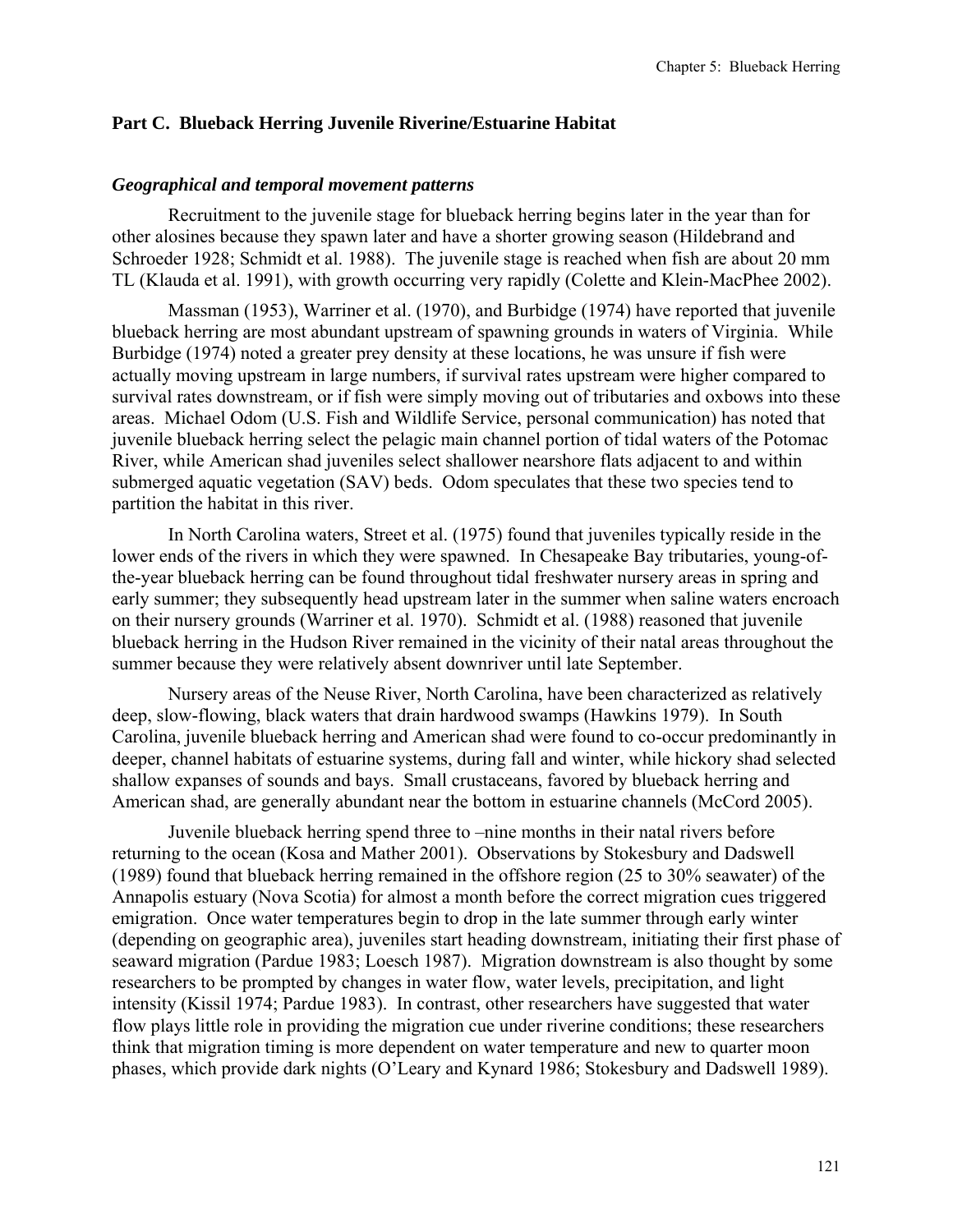## Part C. Blueback Herring Juvenile Riverine/Estuarine Habitat

### *Geographical and temporal movement patterns*

Recruitment to the juvenile stage for blueback herring begins later in the year than for other alosines because they spawn later and have a shorter growing season (Hildebrand and Schroeder 1928; Schmidt et al. 1988). The juvenile stage is reached when fish are about 20 mm TL (Klauda et al. 1991), with growth occurring very rapidly (Colette and Klein-MacPhee 2002).

Massman (1953), Warriner et al. (1970), and Burbidge (1974) have reported that juvenile blueback herring are most abundant upstream of spawning grounds in waters of Virginia. While Burbidge (1974) noted a greater prey density at these locations, he was unsure if fish were actually moving upstream in large numbers, if survival rates upstream were higher compared to survival rates downstream, or if fish were simply moving out of tributaries and oxbows into these areas. Michael Odom (U.S. Fish and Wildlife Service, personal communication) has noted that juvenile blueback herring select the pelagic main channel portion of tidal waters of the Potomac River, while American shad juveniles select shallower nearshore flats adjacent to and within submerged aquatic vegetation (SAV) beds. Odom speculates that these two species tend to partition the habitat in this river.

In North Carolina waters, Street et al. (1975) found that juveniles typically reside in the lower ends of the rivers in which they were spawned. In Chesapeake Bay tributaries, young-of-the-year blueback herring can be found throughout tidal freshwater nursery areas in spring and early summer; they subsequently head upstream later in the summer when saline waters encroach on their nursery grounds (Warriner et al. 1970). Schmidt et al. (1988) reasoned that juvenile blueback herring in the Hudson River remained in the vicinity of their natal areas throughout the summer because they were relatively absent downriver until late September.

Nursery areas of the Neuse River, North Carolina, have been characterized as relatively deep, slow-flowing, black waters that drain hardwood swamps (Hawkins 1979). In South Carolina, juvenile blueback herring and American shad were found to co-occur predominantly in deeper, channel habitats of estuarine systems, during fall and winter, while hickory shad selected shallow expanses of sounds and bays. Small crustaceans, favored by blueback herring and American shad, are generally abundant near the bottom in estuarine channels (McCord 2005).

Juvenile blueback herring spend three to –nine months in their natal rivers before returning to the ocean (Kosa and Mather 2001). Observations by Stokesbury and Dadswell (1989) found that blueback herring remained in the offshore region (25 to 30% seawater) of the Annapolis estuary (Nova Scotia) for almost a month before the correct migration cues triggered emigration. Once water temperatures begin to drop in the late summer through early winter (depending on geographic area), juveniles start heading downstream, initiating their first phase of seaward migration (Pardue 1983; Loesch 1987). Migration downstream is also thought by some researchers to be prompted by changes in water flow, water levels, precipitation, and light intensity (Kissil 1974; Pardue 1983). In contrast, other researchers have suggested that water flow plays little role in providing the migration cue under riverine conditions; these researchers think that migration timing is more dependent on water temperature and new to quarter moon phases, which provide dark nights (O'Leary and Kynard 1986; Stokesbury and Dadswell 1989).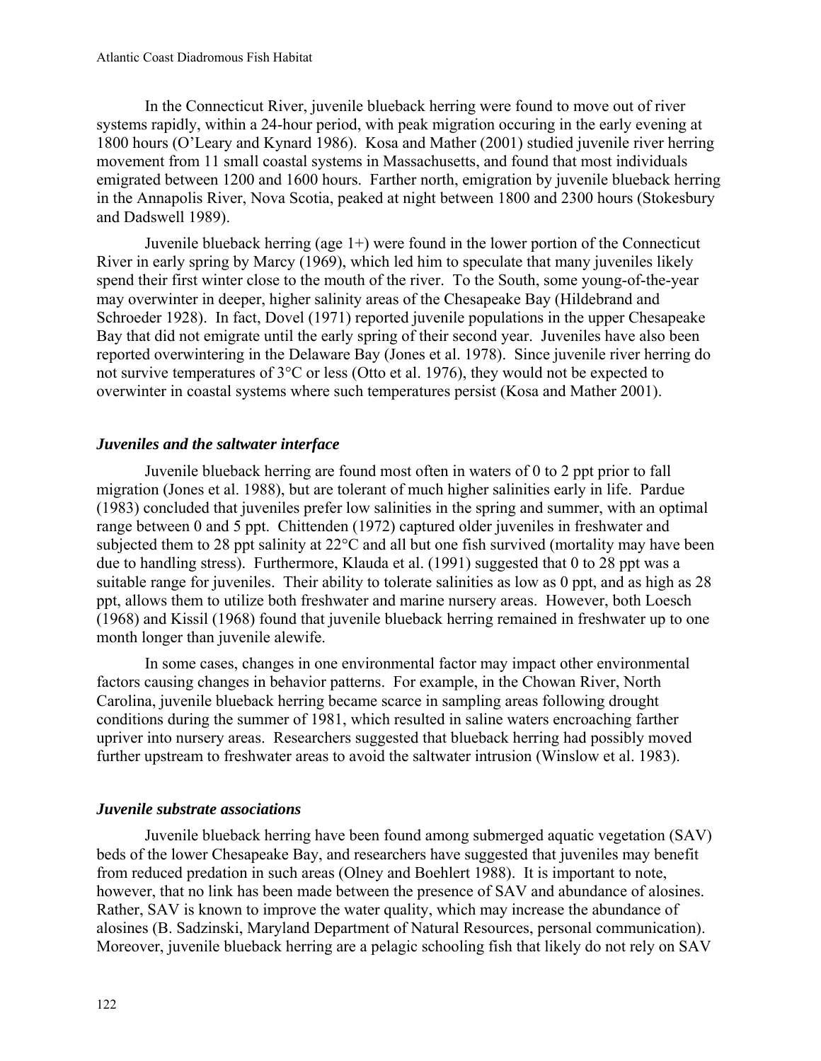In the Connecticut River, juvenile blueback herring were found to move out of river systems rapidly, within a 24-hour period, with peak migration occuring in the early evening at 1800 hours (O'Leary and Kynard 1986). Kosa and Mather (2001) studied juvenile river herring movement from 11 small coastal systems in Massachusetts, and found that most individuals emigrated between 1200 and 1600 hours. Farther north, emigration by juvenile blueback herring in the Annapolis River, Nova Scotia, peaked at night between 1800 and 2300 hours (Stokesbury and Dadswell 1989).

Juvenile blueback herring (age 1+) were found in the lower portion of the Connecticut River in early spring by Marcy (1969), which led him to speculate that many juveniles likely spend their first winter close to the mouth of the river. To the South, some young-of-the-year may overwinter in deeper, higher salinity areas of the Chesapeake Bay (Hildebrand and Schroeder 1928). In fact, Dovel (1971) reported juvenile populations in the upper Chesapeake Bay that did not emigrate until the early spring of their second year. Juveniles have also been reported overwintering in the Delaware Bay (Jones et al. 1978). Since juvenile river herring do not survive temperatures of 3°C or less (Otto et al. 1976), they would not be expected to overwinter in coastal systems where such temperatures persist (Kosa and Mather 2001).

### *Juveniles and the saltwater interface*

Juvenile blueback herring are found most often in waters of 0 to 2 ppt prior to fall migration (Jones et al. 1988), but are tolerant of much higher salinities early in life. Pardue (1983) concluded that juveniles prefer low salinities in the spring and summer, with an optimal range between 0 and 5 ppt. Chittenden (1972) captured older juveniles in freshwater and subjected them to 28 ppt salinity at 22°C and all but one fish survived (mortality may have been due to handling stress). Furthermore, Klauda et al. (1991) suggested that 0 to 28 ppt was a suitable range for juveniles. Their ability to tolerate salinities as low as 0 ppt, and as high as 28 ppt, allows them to utilize both freshwater and marine nursery areas. However, both Loesch (1968) and Kissil (1968) found that juvenile blueback herring remained in freshwater up to one month longer than juvenile alewife.

In some cases, changes in one environmental factor may impact other environmental factors causing changes in behavior patterns. For example, in the Chowan River, North Carolina, juvenile blueback herring became scarce in sampling areas following drought conditions during the summer of 1981, which resulted in saline waters encroaching farther upriver into nursery areas. Researchers suggested that blueback herring had possibly moved further upstream to freshwater areas to avoid the saltwater intrusion (Winslow et al. 1983).

### *Juvenile substrate associations*

Juvenile blueback herring have been found among submerged aquatic vegetation (SAV) beds of the lower Chesapeake Bay, and researchers have suggested that juveniles may benefit from reduced predation in such areas (Olney and Boehlert 1988). It is important to note, however, that no link has been made between the presence of SAV and abundance of alosines. Rather, SAV is known to improve the water quality, which may increase the abundance of alosines (B. Sadzinski, Maryland Department of Natural Resources, personal communication). Moreover, juvenile blueback herring are a pelagic schooling fish that likely do not rely on SAV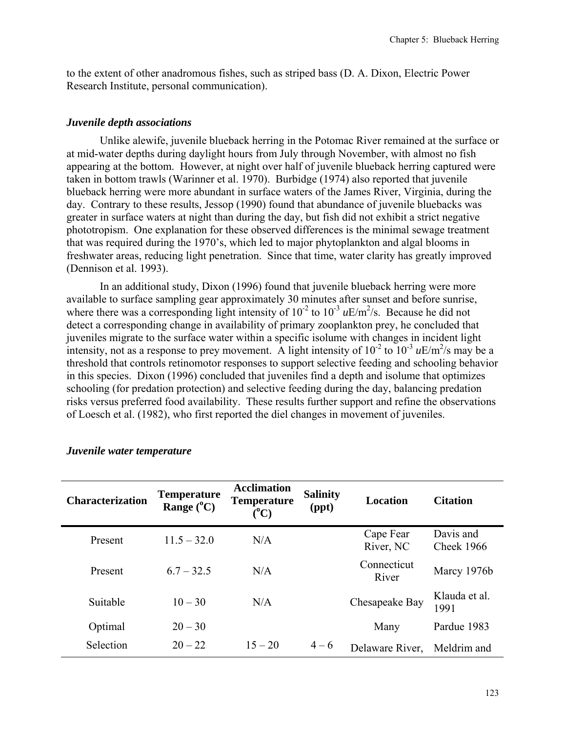to the extent of other anadromous fishes, such as striped bass (D. A. Dixon, Electric Power Research Institute, personal communication).

### *Juvenile depth associations*

Unlike alewife, juvenile blueback herring in the Potomac River remained at the surface or at mid-water depths during daylight hours from July through November, with almost no fish appearing at the bottom. However, at night over half of juvenile blueback herring captured were taken in bottom trawls (Warinner et al. 1970). Burbidge (1974) also reported that juvenile blueback herring were more abundant in surface waters of the James River, Virginia, during the day. Contrary to these results, Jessop (1990) found that abundance of juvenile bluebacks was greater in surface waters at night than during the day, but fish did not exhibit a strict negative phototropism. One explanation for these observed differences is the minimal sewage treatment that was required during the 1970's, which led to major phytoplankton and algal blooms in freshwater areas, reducing light penetration. Since that time, water clarity has greatly improved (Dennison et al. 1993).

In an additional study, Dixon (1996) found that juvenile blueback herring were more available to surface sampling gear approximately 30 minutes after sunset and before sunrise, where there was a corresponding light intensity of $10^{-2}$ to $10^{-3}$ $u$E/m$^2$/s. Because he did not detect a corresponding change in availability of primary zooplankton prey, he concluded that juveniles migrate to the surface water within a specific isolume with changes in incident light intensity, not as a response to prey movement. A light intensity of $10^{-2}$ to $10^{-3}$ $u$E/m$^2$/s may be a threshold that controls retinomotor responses to support selective feeding and schooling behavior in this species. Dixon (1996) concluded that juveniles find a depth and isolume that optimizes schooling (for predation protection) and selective feeding during the day, balancing predation risks versus preferred food availability. These results further support and refine the observations of Loesch et al. (1982), who first reported the diel changes in movement of juveniles.

### *Juvenile water temperature*

| Characterization | Temperature Range (°C) | Acclimation Temperature (°C) | Salinity (ppt) | Location | Citation |
|---|---|---|---|---|---|
| Present | 11.5 – 32.0 | N/A | | Cape Fear River, NC | Davis and Cheek 1966 |
| Present | 6.7 – 32.5 | N/A | | Connecticut River | Marcy 1976b |
| Suitable | 10 – 30 | N/A | | Chesapeake Bay | Klauda et al. 1991 |
| Optimal | 20 – 30 | | | Many | Pardue 1983 |
| Selection | 20 – 22 | 15 – 20 | 4 – 6 | Delaware River, | Meldrim and |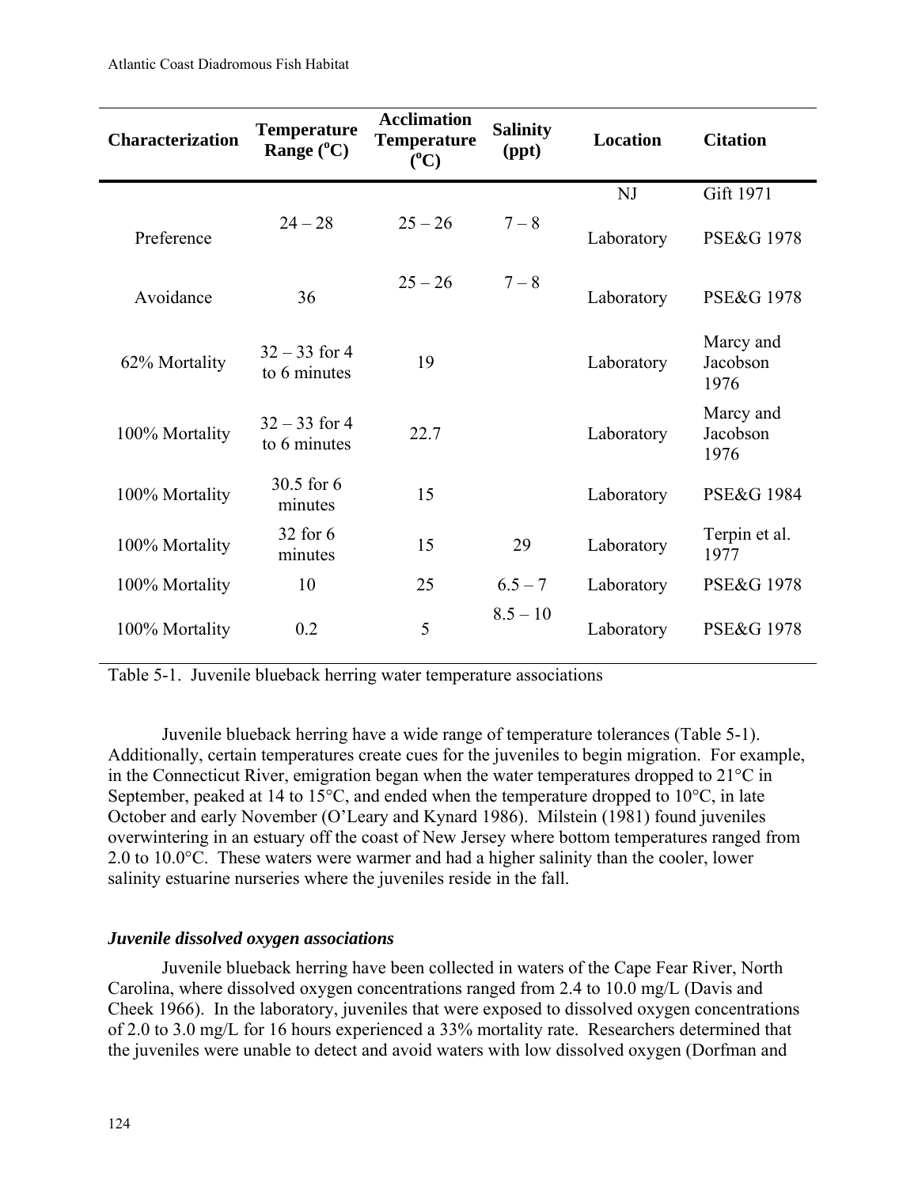| Characterization | Temperature Range (°C) | Acclimation Temperature (°C) | Salinity (ppt) | Location | Citation |
|---|---|---|---|---|---|
| | | | | NJ | Gift 1971 |
| Preference | 24 – 28 | 25 – 26 | 7 – 8 | Laboratory | PSE&G 1978 |
| Avoidance | 36 | 25 – 26 | 7 – 8 | Laboratory | PSE&G 1978 |
| 62% Mortality | 32 – 33 for 4 to 6 minutes | 19 | | Laboratory | Marcy and Jacobson 1976 |
| 100% Mortality | 32 – 33 for 4 to 6 minutes | 22.7 | | Laboratory | Marcy and Jacobson 1976 |
| 100% Mortality | 30.5 for 6 minutes | 15 | | Laboratory | PSE&G 1984 |
| 100% Mortality | 32 for 6 minutes | 15 | 29 | Laboratory | Terpin et al. 1977 |
| 100% Mortality | 10 | 25 | 6.5 – 7 | Laboratory | PSE&G 1978 |
| 100% Mortality | 0.2 | 5 | 8.5 – 10 | Laboratory | PSE&G 1978 |

Table 5-1. Juvenile blueback herring water temperature associations

Juvenile blueback herring have a wide range of temperature tolerances (Table 5-1). Additionally, certain temperatures create cues for the juveniles to begin migration. For example, in the Connecticut River, emigration began when the water temperatures dropped to 21°C in September, peaked at 14 to 15°C, and ended when the temperature dropped to 10°C, in late October and early November (O'Leary and Kynard 1986). Milstein (1981) found juveniles overwintering in an estuary off the coast of New Jersey where bottom temperatures ranged from 2.0 to 10.0°C. These waters were warmer and had a higher salinity than the cooler, lower salinity estuarine nurseries where the juveniles reside in the fall.

### *Juvenile dissolved oxygen associations*

Juvenile blueback herring have been collected in waters of the Cape Fear River, North Carolina, where dissolved oxygen concentrations ranged from 2.4 to 10.0 mg/L (Davis and Cheek 1966). In the laboratory, juveniles that were exposed to dissolved oxygen concentrations of 2.0 to 3.0 mg/L for 16 hours experienced a 33% mortality rate. Researchers determined that the juveniles were unable to detect and avoid waters with low dissolved oxygen (Dorfman and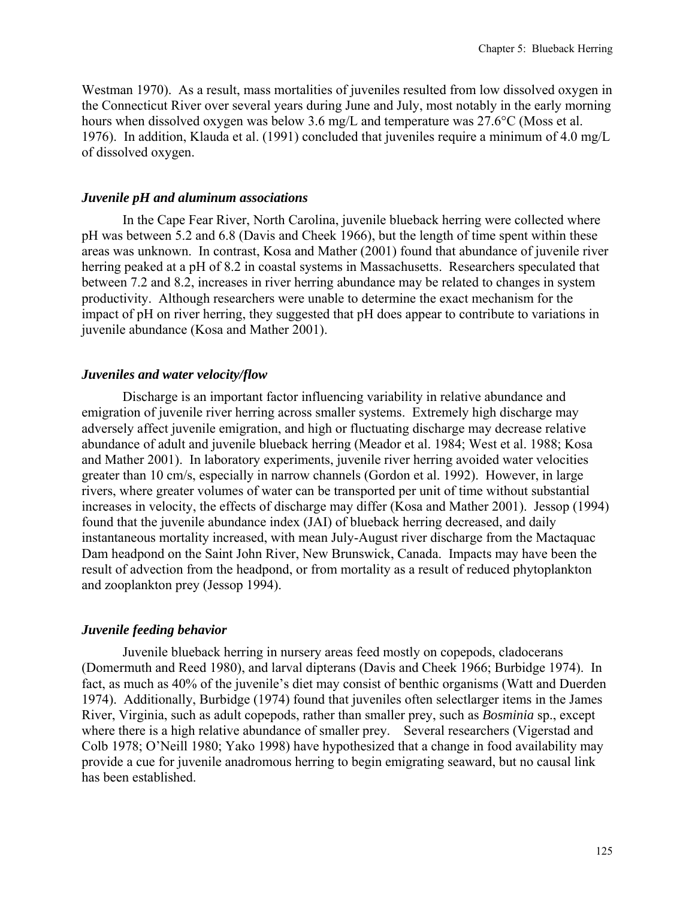Westman 1970). As a result, mass mortalities of juveniles resulted from low dissolved oxygen in the Connecticut River over several years during June and July, most notably in the early morning hours when dissolved oxygen was below 3.6 mg/L and temperature was 27.6°C (Moss et al. 1976). In addition, Klauda et al. (1991) concluded that juveniles require a minimum of 4.0 mg/L of dissolved oxygen.

### *Juvenile pH and aluminum associations*

In the Cape Fear River, North Carolina, juvenile blueback herring were collected where pH was between 5.2 and 6.8 (Davis and Cheek 1966), but the length of time spent within these areas was unknown. In contrast, Kosa and Mather (2001) found that abundance of juvenile river herring peaked at a pH of 8.2 in coastal systems in Massachusetts. Researchers speculated that between 7.2 and 8.2, increases in river herring abundance may be related to changes in system productivity. Although researchers were unable to determine the exact mechanism for the impact of pH on river herring, they suggested that pH does appear to contribute to variations in juvenile abundance (Kosa and Mather 2001).

### *Juveniles and water velocity/flow*

Discharge is an important factor influencing variability in relative abundance and emigration of juvenile river herring across smaller systems. Extremely high discharge may adversely affect juvenile emigration, and high or fluctuating discharge may decrease relative abundance of adult and juvenile blueback herring (Meador et al. 1984; West et al. 1988; Kosa and Mather 2001). In laboratory experiments, juvenile river herring avoided water velocities greater than 10 cm/s, especially in narrow channels (Gordon et al. 1992). However, in large rivers, where greater volumes of water can be transported per unit of time without substantial increases in velocity, the effects of discharge may differ (Kosa and Mather 2001). Jessop (1994) found that the juvenile abundance index (JAI) of blueback herring decreased, and daily instantaneous mortality increased, with mean July-August river discharge from the Mactaquac Dam headpond on the Saint John River, New Brunswick, Canada. Impacts may have been the result of advection from the headpond, or from mortality as a result of reduced phytoplankton and zooplankton prey (Jessop 1994).

### *Juvenile feeding behavior*

Juvenile blueback herring in nursery areas feed mostly on copepods, cladocerans (Domermuth and Reed 1980), and larval dipterans (Davis and Cheek 1966; Burbidge 1974). In fact, as much as 40% of the juvenile's diet may consist of benthic organisms (Watt and Duerden 1974). Additionally, Burbidge (1974) found that juveniles often selectlarger items in the James River, Virginia, such as adult copepods, rather than smaller prey, such as *Bosminia* sp., except where there is a high relative abundance of smaller prey. Several researchers (Vigerstad and Colb 1978; O'Neill 1980; Yako 1998) have hypothesized that a change in food availability may provide a cue for juvenile anadromous herring to begin emigrating seaward, but no causal link has been established.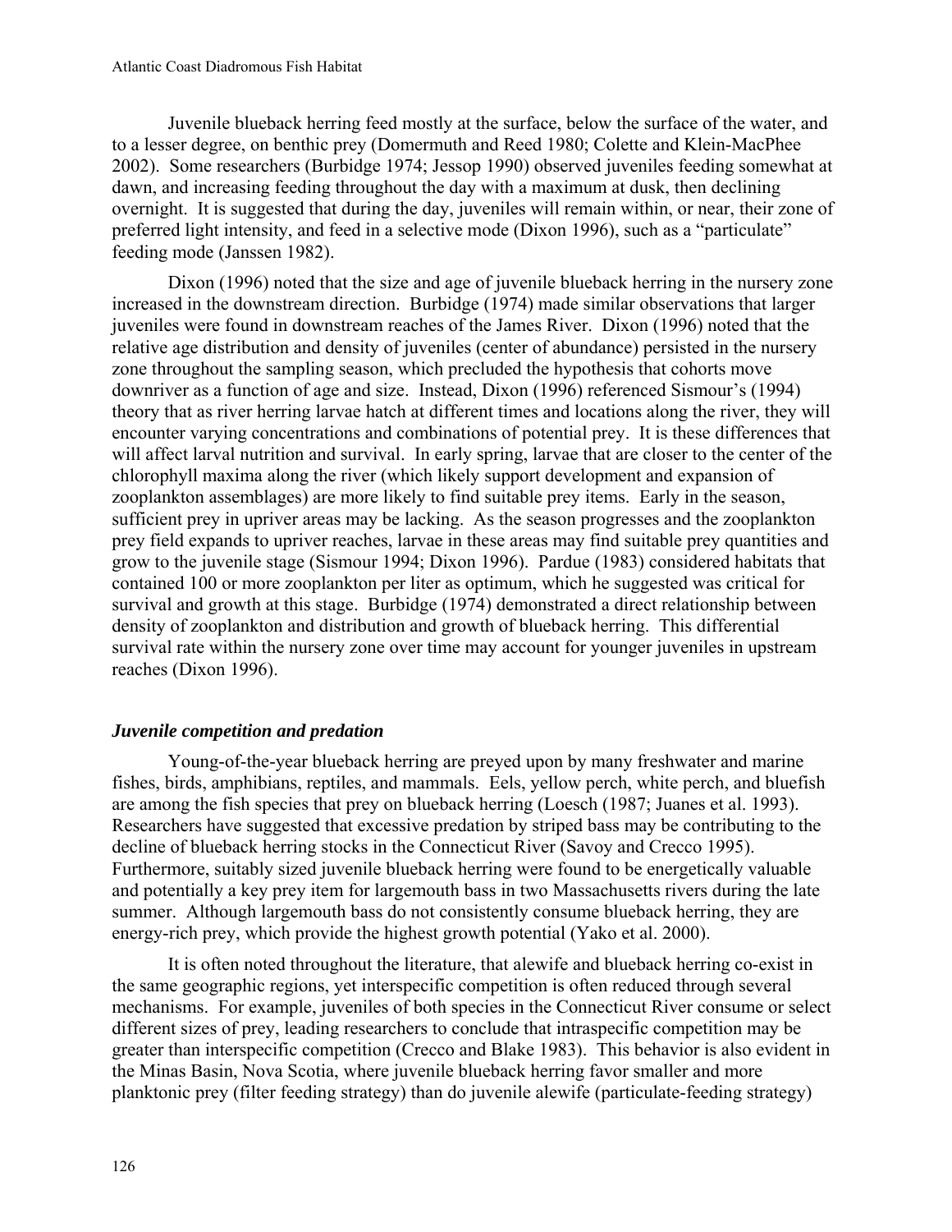Juvenile blueback herring feed mostly at the surface, below the surface of the water, and to a lesser degree, on benthic prey (Domermuth and Reed 1980; Colette and Klein-MacPhee 2002). Some researchers (Burbidge 1974; Jessop 1990) observed juveniles feeding somewhat at dawn, and increasing feeding throughout the day with a maximum at dusk, then declining overnight. It is suggested that during the day, juveniles will remain within, or near, their zone of preferred light intensity, and feed in a selective mode (Dixon 1996), such as a "particulate" feeding mode (Janssen 1982).

Dixon (1996) noted that the size and age of juvenile blueback herring in the nursery zone increased in the downstream direction. Burbidge (1974) made similar observations that larger juveniles were found in downstream reaches of the James River. Dixon (1996) noted that the relative age distribution and density of juveniles (center of abundance) persisted in the nursery zone throughout the sampling season, which precluded the hypothesis that cohorts move downriver as a function of age and size. Instead, Dixon (1996) referenced Sismour's (1994) theory that as river herring larvae hatch at different times and locations along the river, they will encounter varying concentrations and combinations of potential prey. It is these differences that will affect larval nutrition and survival. In early spring, larvae that are closer to the center of the chlorophyll maxima along the river (which likely support development and expansion of zooplankton assemblages) are more likely to find suitable prey items. Early in the season, sufficient prey in upriver areas may be lacking. As the season progresses and the zooplankton prey field expands to upriver reaches, larvae in these areas may find suitable prey quantities and grow to the juvenile stage (Sismour 1994; Dixon 1996). Pardue (1983) considered habitats that contained 100 or more zooplankton per liter as optimum, which he suggested was critical for survival and growth at this stage. Burbidge (1974) demonstrated a direct relationship between density of zooplankton and distribution and growth of blueback herring. This differential survival rate within the nursery zone over time may account for younger juveniles in upstream reaches (Dixon 1996).

### *Juvenile competition and predation*

Young-of-the-year blueback herring are preyed upon by many freshwater and marine fishes, birds, amphibians, reptiles, and mammals. Eels, yellow perch, white perch, and bluefish are among the fish species that prey on blueback herring (Loesch (1987; Juanes et al. 1993). Researchers have suggested that excessive predation by striped bass may be contributing to the decline of blueback herring stocks in the Connecticut River (Savoy and Crecco 1995). Furthermore, suitably sized juvenile blueback herring were found to be energetically valuable and potentially a key prey item for largemouth bass in two Massachusetts rivers during the late summer. Although largemouth bass do not consistently consume blueback herring, they are energy-rich prey, which provide the highest growth potential (Yako et al. 2000).

It is often noted throughout the literature, that alewife and blueback herring co-exist in the same geographic regions, yet interspecific competition is often reduced through several mechanisms. For example, juveniles of both species in the Connecticut River consume or select different sizes of prey, leading researchers to conclude that intraspecific competition may be greater than interspecific competition (Crecco and Blake 1983). This behavior is also evident in the Minas Basin, Nova Scotia, where juvenile blueback herring favor smaller and more planktonic prey (filter feeding strategy) than do juvenile alewife (particulate-feeding strategy)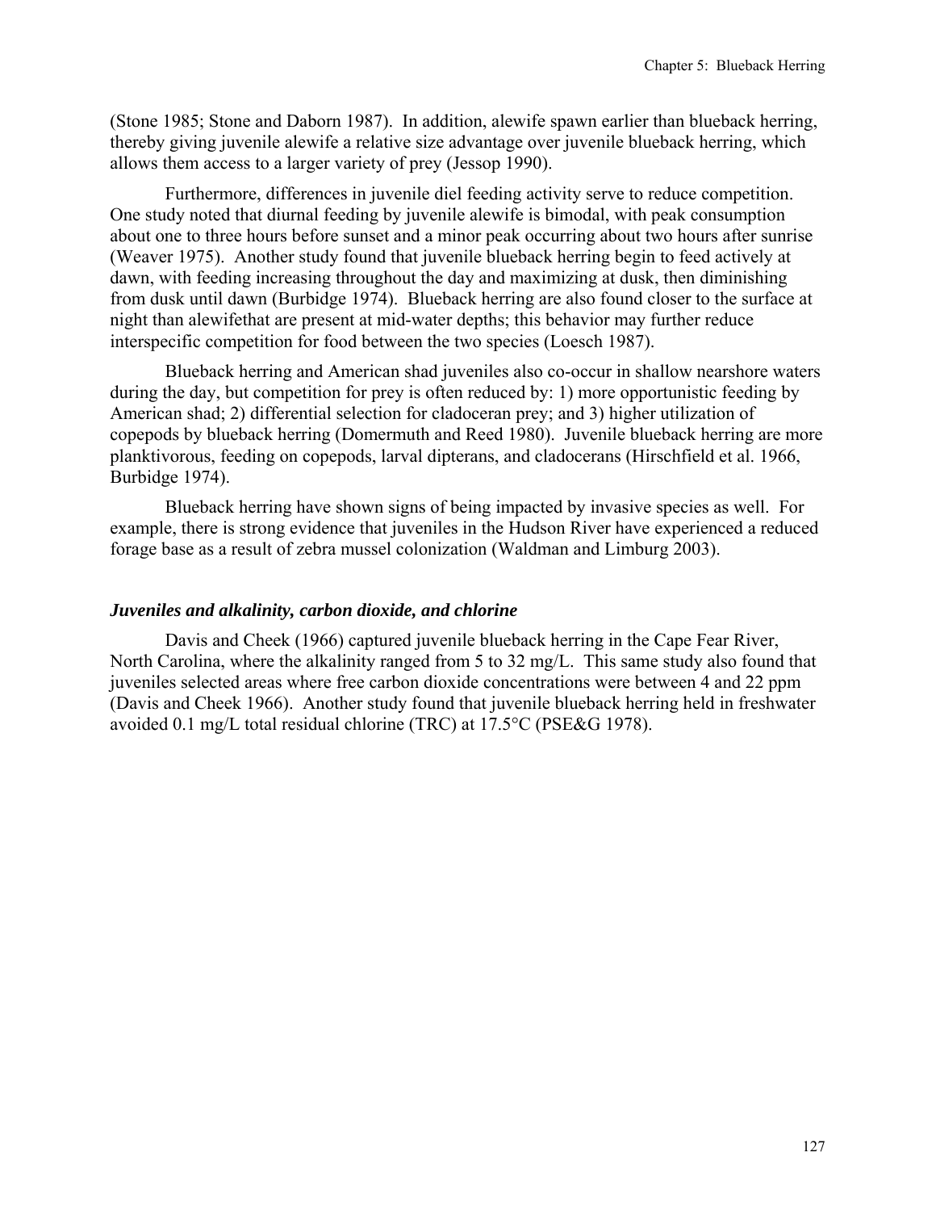(Stone 1985; Stone and Daborn 1987). In addition, alewife spawn earlier than blueback herring, thereby giving juvenile alewife a relative size advantage over juvenile blueback herring, which allows them access to a larger variety of prey (Jessop 1990).

Furthermore, differences in juvenile diel feeding activity serve to reduce competition. One study noted that diurnal feeding by juvenile alewife is bimodal, with peak consumption about one to three hours before sunset and a minor peak occurring about two hours after sunrise (Weaver 1975). Another study found that juvenile blueback herring begin to feed actively at dawn, with feeding increasing throughout the day and maximizing at dusk, then diminishing from dusk until dawn (Burbidge 1974). Blueback herring are also found closer to the surface at night than alewifethat are present at mid-water depths; this behavior may further reduce interspecific competition for food between the two species (Loesch 1987).

Blueback herring and American shad juveniles also co-occur in shallow nearshore waters during the day, but competition for prey is often reduced by: 1) more opportunistic feeding by American shad; 2) differential selection for cladoceran prey; and 3) higher utilization of copepods by blueback herring (Domermuth and Reed 1980). Juvenile blueback herring are more planktivorous, feeding on copepods, larval dipterans, and cladocerans (Hirschfield et al. 1966, Burbidge 1974).

Blueback herring have shown signs of being impacted by invasive species as well. For example, there is strong evidence that juveniles in the Hudson River have experienced a reduced forage base as a result of zebra mussel colonization (Waldman and Limburg 2003).

### *Juveniles and alkalinity, carbon dioxide, and chlorine*

Davis and Cheek (1966) captured juvenile blueback herring in the Cape Fear River, North Carolina, where the alkalinity ranged from 5 to 32 mg/L. This same study also found that juveniles selected areas where free carbon dioxide concentrations were between 4 and 22 ppm (Davis and Cheek 1966). Another study found that juvenile blueback herring held in freshwater avoided 0.1 mg/L total residual chlorine (TRC) at 17.5°C (PSE&G 1978).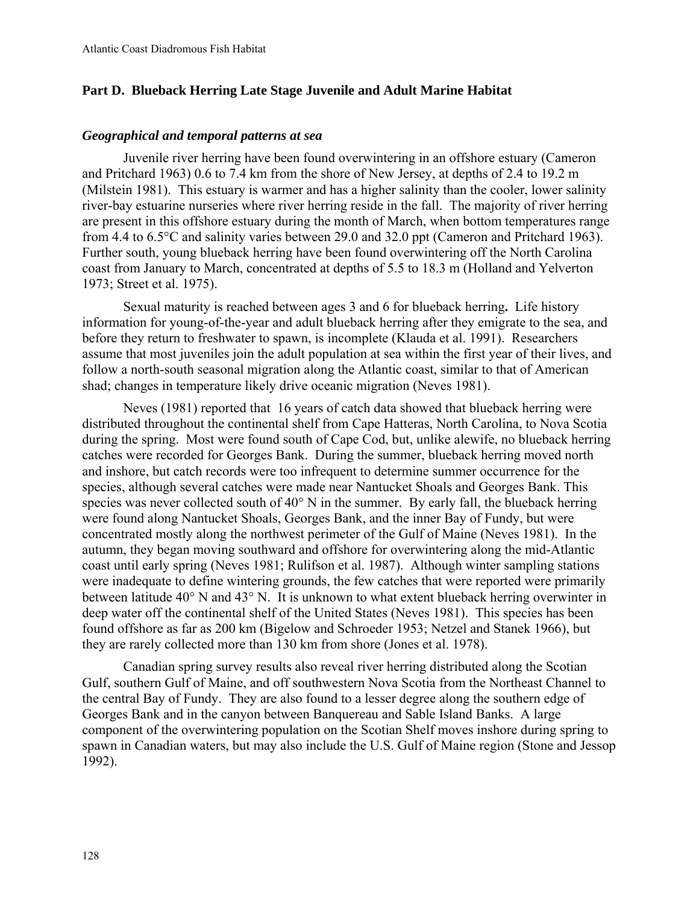## Part D. Blueback Herring Late Stage Juvenile and Adult Marine Habitat

### *Geographical and temporal patterns at sea*

Juvenile river herring have been found overwintering in an offshore estuary (Cameron and Pritchard 1963) 0.6 to 7.4 km from the shore of New Jersey, at depths of 2.4 to 19.2 m (Milstein 1981). This estuary is warmer and has a higher salinity than the cooler, lower salinity river-bay estuarine nurseries where river herring reside in the fall. The majority of river herring are present in this offshore estuary during the month of March, when bottom temperatures range from 4.4 to 6.5°C and salinity varies between 29.0 and 32.0 ppt (Cameron and Pritchard 1963). Further south, young blueback herring have been found overwintering off the North Carolina coast from January to March, concentrated at depths of 5.5 to 18.3 m (Holland and Yelverton 1973; Street et al. 1975).

Sexual maturity is reached between ages 3 and 6 for blueback herring**.** Life history information for young-of-the-year and adult blueback herring after they emigrate to the sea, and before they return to freshwater to spawn, is incomplete (Klauda et al. 1991). Researchers assume that most juveniles join the adult population at sea within the first year of their lives, and follow a north-south seasonal migration along the Atlantic coast, similar to that of American shad; changes in temperature likely drive oceanic migration (Neves 1981).

Neves (1981) reported that 16 years of catch data showed that blueback herring were distributed throughout the continental shelf from Cape Hatteras, North Carolina, to Nova Scotia during the spring. Most were found south of Cape Cod, but, unlike alewife, no blueback herring catches were recorded for Georges Bank. During the summer, blueback herring moved north and inshore, but catch records were too infrequent to determine summer occurrence for the species, although several catches were made near Nantucket Shoals and Georges Bank. This species was never collected south of 40° N in the summer. By early fall, the blueback herring were found along Nantucket Shoals, Georges Bank, and the inner Bay of Fundy, but were concentrated mostly along the northwest perimeter of the Gulf of Maine (Neves 1981). In the autumn, they began moving southward and offshore for overwintering along the mid-Atlantic coast until early spring (Neves 1981; Rulifson et al. 1987). Although winter sampling stations were inadequate to define wintering grounds, the few catches that were reported were primarily between latitude 40° N and 43° N. It is unknown to what extent blueback herring overwinter in deep water off the continental shelf of the United States (Neves 1981). This species has been found offshore as far as 200 km (Bigelow and Schroeder 1953; Netzel and Stanek 1966), but they are rarely collected more than 130 km from shore (Jones et al. 1978).

Canadian spring survey results also reveal river herring distributed along the Scotian Gulf, southern Gulf of Maine, and off southwestern Nova Scotia from the Northeast Channel to the central Bay of Fundy. They are also found to a lesser degree along the southern edge of Georges Bank and in the canyon between Banquereau and Sable Island Banks. A large component of the overwintering population on the Scotian Shelf moves inshore during spring to spawn in Canadian waters, but may also include the U.S. Gulf of Maine region (Stone and Jessop 1992).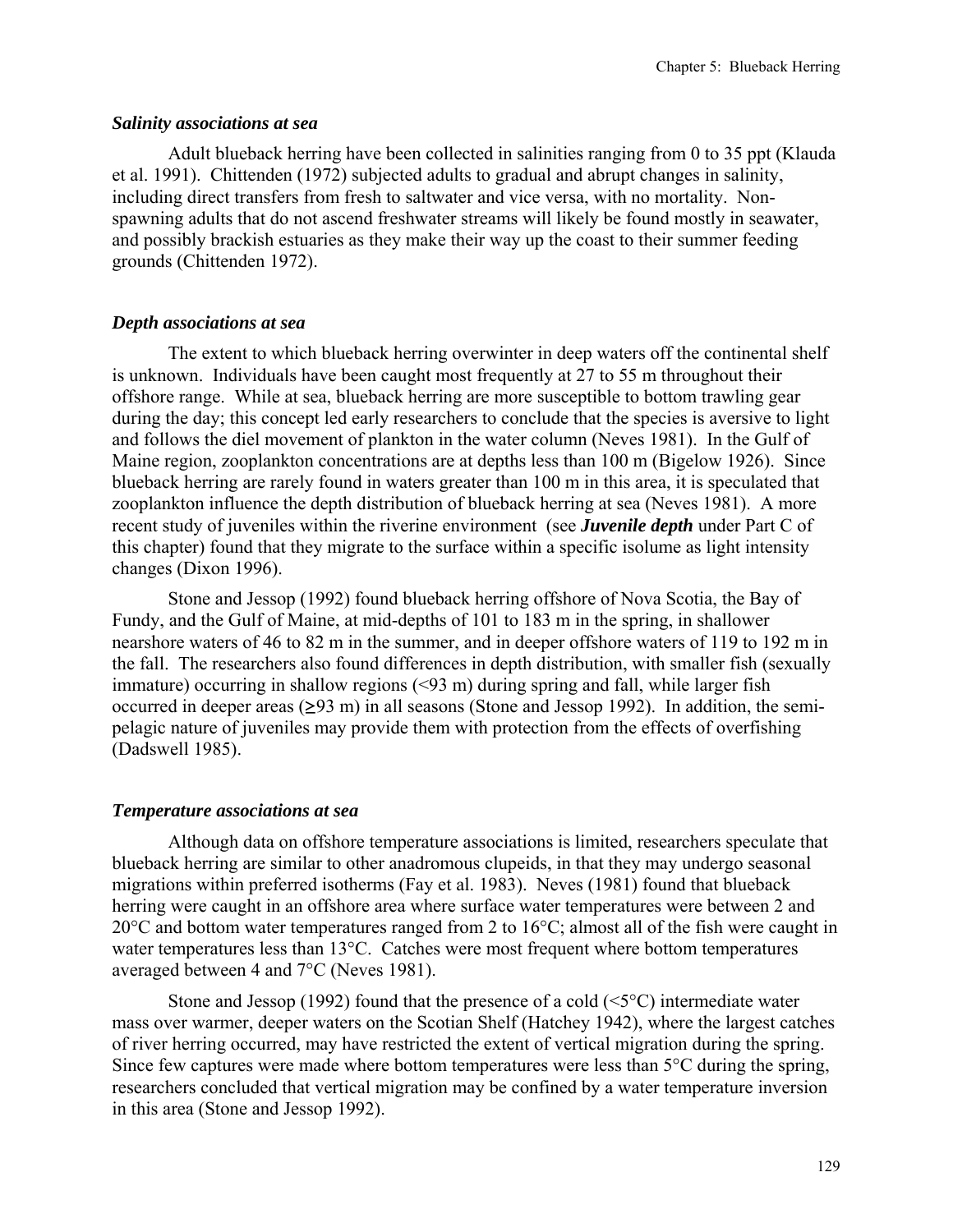### *Salinity associations at sea*

Adult blueback herring have been collected in salinities ranging from 0 to 35 ppt (Klauda et al. 1991). Chittenden (1972) subjected adults to gradual and abrupt changes in salinity, including direct transfers from fresh to saltwater and vice versa, with no mortality. Non-spawning adults that do not ascend freshwater streams will likely be found mostly in seawater, and possibly brackish estuaries as they make their way up the coast to their summer feeding grounds (Chittenden 1972).

### *Depth associations at sea*

The extent to which blueback herring overwinter in deep waters off the continental shelf is unknown. Individuals have been caught most frequently at 27 to 55 m throughout their offshore range. While at sea, blueback herring are more susceptible to bottom trawling gear during the day; this concept led early researchers to conclude that the species is aversive to light and follows the diel movement of plankton in the water column (Neves 1981). In the Gulf of Maine region, zooplankton concentrations are at depths less than 100 m (Bigelow 1926). Since blueback herring are rarely found in waters greater than 100 m in this area, it is speculated that zooplankton influence the depth distribution of blueback herring at sea (Neves 1981). A more recent study of juveniles within the riverine environment (see ***Juvenile depth*** under Part C of this chapter) found that they migrate to the surface within a specific isolume as light intensity changes (Dixon 1996).

Stone and Jessop (1992) found blueback herring offshore of Nova Scotia, the Bay of Fundy, and the Gulf of Maine, at mid-depths of 101 to 183 m in the spring, in shallower nearshore waters of 46 to 82 m in the summer, and in deeper offshore waters of 119 to 192 m in the fall. The researchers also found differences in depth distribution, with smaller fish (sexually immature) occurring in shallow regions (<93 m) during spring and fall, while larger fish occurred in deeper areas (≥93 m) in all seasons (Stone and Jessop 1992). In addition, the semi-pelagic nature of juveniles may provide them with protection from the effects of overfishing (Dadswell 1985).

### *Temperature associations at sea*

Although data on offshore temperature associations is limited, researchers speculate that blueback herring are similar to other anadromous clupeids, in that they may undergo seasonal migrations within preferred isotherms (Fay et al. 1983). Neves (1981) found that blueback herring were caught in an offshore area where surface water temperatures were between 2 and 20°C and bottom water temperatures ranged from 2 to 16°C; almost all of the fish were caught in water temperatures less than 13°C. Catches were most frequent where bottom temperatures averaged between 4 and 7°C (Neves 1981).

Stone and Jessop (1992) found that the presence of a cold (<5°C) intermediate water mass over warmer, deeper waters on the Scotian Shelf (Hatchey 1942), where the largest catches of river herring occurred, may have restricted the extent of vertical migration during the spring. Since few captures were made where bottom temperatures were less than 5°C during the spring, researchers concluded that vertical migration may be confined by a water temperature inversion in this area (Stone and Jessop 1992).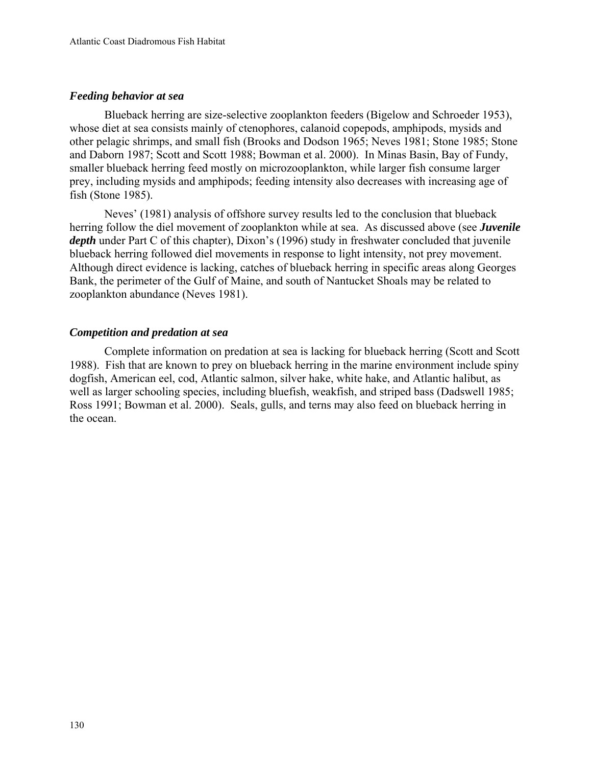### *Feeding behavior at sea*

Blueback herring are size-selective zooplankton feeders (Bigelow and Schroeder 1953), whose diet at sea consists mainly of ctenophores, calanoid copepods, amphipods, mysids and other pelagic shrimps, and small fish (Brooks and Dodson 1965; Neves 1981; Stone 1985; Stone and Daborn 1987; Scott and Scott 1988; Bowman et al. 2000). In Minas Basin, Bay of Fundy, smaller blueback herring feed mostly on microzooplankton, while larger fish consume larger prey, including mysids and amphipods; feeding intensity also decreases with increasing age of fish (Stone 1985).

Neves' (1981) analysis of offshore survey results led to the conclusion that blueback herring follow the diel movement of zooplankton while at sea. As discussed above (see ***Juvenile depth*** under Part C of this chapter), Dixon's (1996) study in freshwater concluded that juvenile blueback herring followed diel movements in response to light intensity, not prey movement. Although direct evidence is lacking, catches of blueback herring in specific areas along Georges Bank, the perimeter of the Gulf of Maine, and south of Nantucket Shoals may be related to zooplankton abundance (Neves 1981).

### *Competition and predation at sea*

Complete information on predation at sea is lacking for blueback herring (Scott and Scott 1988). Fish that are known to prey on blueback herring in the marine environment include spiny dogfish, American eel, cod, Atlantic salmon, silver hake, white hake, and Atlantic halibut, as well as larger schooling species, including bluefish, weakfish, and striped bass (Dadswell 1985; Ross 1991; Bowman et al. 2000). Seals, gulls, and terns may also feed on blueback herring in the ocean.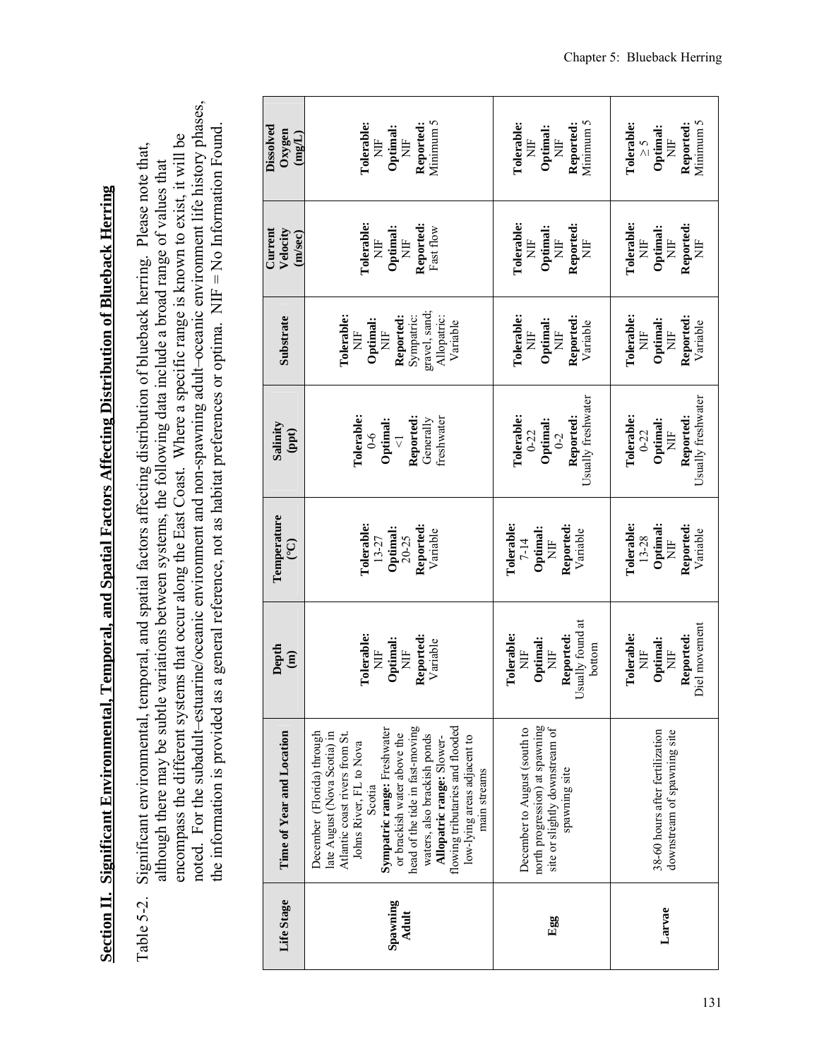## Section II. Significant Environmental, Temporal, and Spatial Factors Affecting Distribution of Blueback Herring

Table 5-2. Significant environmental, temporal, and spatial factors affecting distribution of blueback herring. Please note that, although there may be subtle variations between systems, the following data include a broad range of values that encompass the different systems that occur along the East Coast. Where a specific range is known to exist, it will be noted. For the subadult–estuarine/oceanic environment and non-spawning adult–oceanic environment life history phases, the information is provided as a general reference, not as habitat preferences or optima. NIF = No Information Found.

| Life Stage | Time of Year and Location | Depth (m) | Temperature (°C) | Salinity (ppt) | Substrate | Current Velocity (m/sec) | Dissolved Oxygen (mg/L) |
|---|---|---|---|---|---|---|---|
| **Spawning Adult** | December (Florida) through late August (Nova Scotia) in Atlantic coast rivers from St. Johns River, FL to Nova Scotia **Sympatric range:** Freshwater or brackish water above the head of the tide in fast-moving waters, also brackish ponds **Allopatric range:** Slower-flowing tributaries and flooded low-lying areas adjacent to main streams | **Tolerable:** NIF **Optimal:** NIF **Reported:** Variable | **Tolerable:** 13-27 **Optimal:** 20-25 **Reported:** Variable | **Tolerable:** 0-6 **Optimal:** <1 **Reported:** Generally freshwater | **Tolerable:** NIF **Optimal:** NIF **Reported:** Sympatric: gravel, sand; Allopatric: Variable | **Tolerable:** NIF **Optimal:** NIF **Reported:** Fast flow | **Tolerable:** NIF **Optimal:** NIF **Reported:** Minimum 5 |
| **Egg** | December to August (south to north progression) at spawning site or slightly downstream of spawning site | **Tolerable:** NIF **Optimal:** NIF **Reported:** Usually found at bottom | **Tolerable:** 7-14 **Optimal:** NIF **Reported:** Variable | **Tolerable:** 0-22 **Optimal:** 0-2 **Reported:** Usually freshwater | **Tolerable:** NIF **Optimal:** NIF **Reported:** Variable | **Tolerable:** NIF **Optimal:** NIF **Reported:** NIF | **Tolerable:** NIF **Optimal:** NIF **Reported:** Minimum 5 |
| **Larvae** | 38-60 hours after fertilization downstream of spawning site | **Tolerable:** NIF **Optimal:** NIF **Reported:** Diel movement | **Tolerable:** 13-28 **Optimal:** NIF **Reported:** Variable | **Tolerable:** 0-22 **Optimal:** NIF **Reported:** Usually freshwater | **Tolerable:** NIF **Optimal:** NIF **Reported:** Variable | **Tolerable:** NIF **Optimal:** NIF **Reported:** NIF | **Tolerable:** $\geq 5$ **Optimal:** NIF **Reported:** Minimum 5 |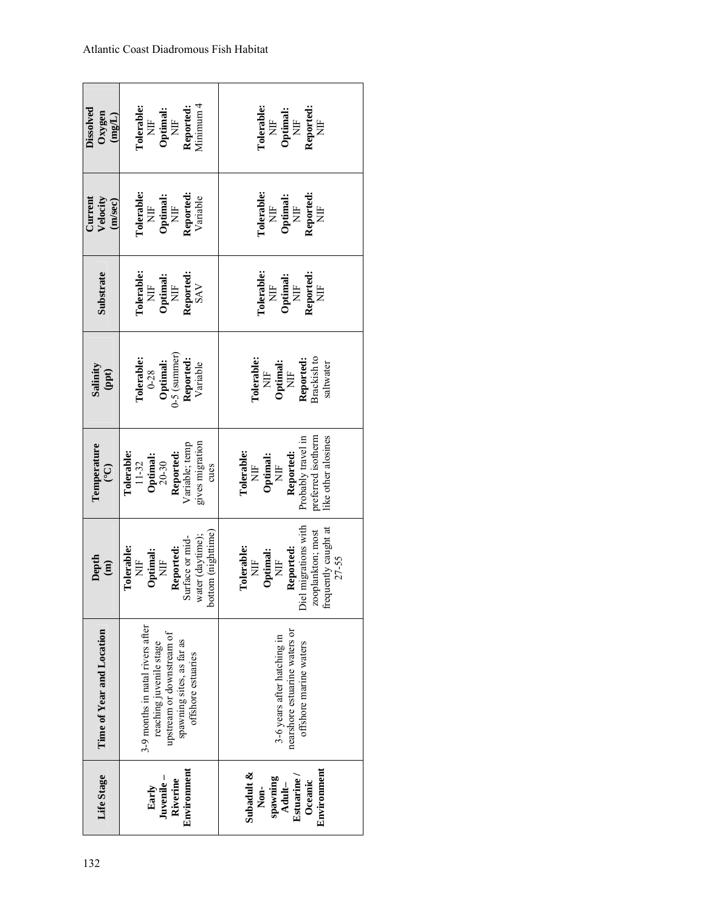| Life Stage | Time of Year and Location | Depth (m) | Temperature (°C) | Salinity (ppt) | Substrate | Current Velocity (m/sec) | Dissolved Oxygen (mg/L) |
|---|---|---|---|---|---|---|---|
| **Early Juvenile – Riverine Environment** | 3-9 months in natal rivers after reaching juvenile stage upstream or downstream of spawning sites, as far as offshore estuaries | **Tolerable:** NIF **Optimal:** NIF **Reported:** Surface or mid-water (daytime); bottom (nighttime) | **Tolerable:** 11-32 **Optimal:** 20-30 **Reported:** Variable; temp gives migration cues | **Tolerable:** 0-28 **Optimal:** 0-5 (summer) **Reported:** Variable | **Tolerable:** NIF **Optimal:** NIF **Reported:** SAV | **Tolerable:** NIF **Optimal:** NIF **Reported:** Variable | **Tolerable:** NIF **Optimal:** NIF **Reported:** Minimum 4 |
| **Subadult & Non-spawning Adult– Estuarine / Oceanic Environment** | 3-6 years after hatching in nearshore estuarine waters or offshore marine waters | **Tolerable:** NIF **Optimal:** NIF **Reported:** Diel migrations with zooplankton; most frequently caught at 27-55 | **Tolerable:** NIF **Optimal:** NIF **Reported:** Probably travel in preferred isotherm like other alosines | **Tolerable:** NIF **Optimal:** NIF **Reported:** Brackish to saltwater | **Tolerable:** NIF **Optimal:** NIF **Reported:** NIF | **Tolerable:** NIF **Optimal:** NIF **Reported:** NIF | **Tolerable:** NIF **Optimal:** NIF **Reported:** NIF |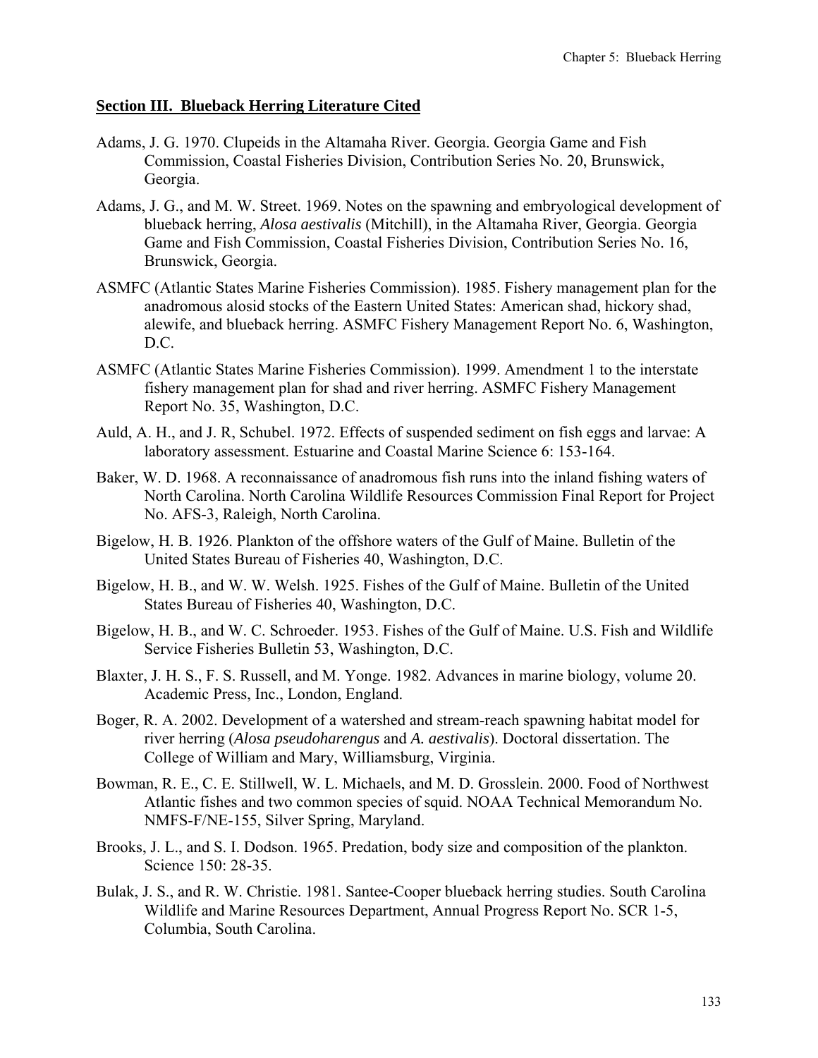## Section III. Blueback Herring Literature Cited

Adams, J. G. 1970. Clupeids in the Altamaha River. Georgia. Georgia Game and Fish Commission, Coastal Fisheries Division, Contribution Series No. 20, Brunswick, Georgia.

Adams, J. G., and M. W. Street. 1969. Notes on the spawning and embryological development of blueback herring, *Alosa aestivalis* (Mitchill), in the Altamaha River, Georgia. Georgia Game and Fish Commission, Coastal Fisheries Division, Contribution Series No. 16, Brunswick, Georgia.

ASMFC (Atlantic States Marine Fisheries Commission). 1985. Fishery management plan for the anadromous alosid stocks of the Eastern United States: American shad, hickory shad, alewife, and blueback herring. ASMFC Fishery Management Report No. 6, Washington, D.C.

ASMFC (Atlantic States Marine Fisheries Commission). 1999. Amendment 1 to the interstate fishery management plan for shad and river herring. ASMFC Fishery Management Report No. 35, Washington, D.C.

Auld, A. H., and J. R, Schubel. 1972. Effects of suspended sediment on fish eggs and larvae: A laboratory assessment. Estuarine and Coastal Marine Science 6: 153-164.

Baker, W. D. 1968. A reconnaissance of anadromous fish runs into the inland fishing waters of North Carolina. North Carolina Wildlife Resources Commission Final Report for Project No. AFS-3, Raleigh, North Carolina.

Bigelow, H. B. 1926. Plankton of the offshore waters of the Gulf of Maine. Bulletin of the United States Bureau of Fisheries 40, Washington, D.C.

Bigelow, H. B., and W. W. Welsh. 1925. Fishes of the Gulf of Maine. Bulletin of the United States Bureau of Fisheries 40, Washington, D.C.

Bigelow, H. B., and W. C. Schroeder. 1953. Fishes of the Gulf of Maine. U.S. Fish and Wildlife Service Fisheries Bulletin 53, Washington, D.C.

Blaxter, J. H. S., F. S. Russell, and M. Yonge. 1982. Advances in marine biology, volume 20. Academic Press, Inc., London, England.

Boger, R. A. 2002. Development of a watershed and stream-reach spawning habitat model for river herring (*Alosa pseudoharengus* and *A. aestivalis*). Doctoral dissertation. The College of William and Mary, Williamsburg, Virginia.

Bowman, R. E., C. E. Stillwell, W. L. Michaels, and M. D. Grosslein. 2000. Food of Northwest Atlantic fishes and two common species of squid. NOAA Technical Memorandum No. NMFS-F/NE-155, Silver Spring, Maryland.

Brooks, J. L., and S. I. Dodson. 1965. Predation, body size and composition of the plankton. Science 150: 28-35.

Bulak, J. S., and R. W. Christie. 1981. Santee-Cooper blueback herring studies. South Carolina Wildlife and Marine Resources Department, Annual Progress Report No. SCR 1-5, Columbia, South Carolina.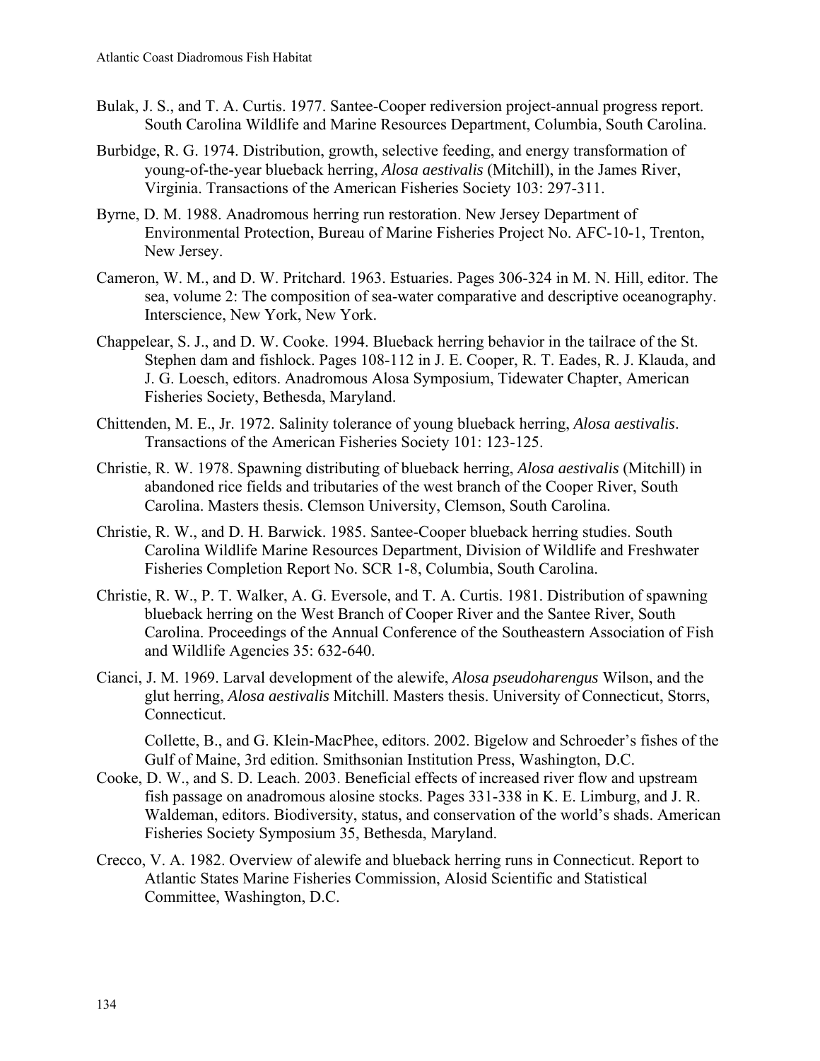Bulak, J. S., and T. A. Curtis. 1977. Santee-Cooper rediversion project-annual progress report. South Carolina Wildlife and Marine Resources Department, Columbia, South Carolina.

Burbidge, R. G. 1974. Distribution, growth, selective feeding, and energy transformation of young-of-the-year blueback herring, *Alosa aestivalis* (Mitchill), in the James River, Virginia. Transactions of the American Fisheries Society 103: 297-311.

Byrne, D. M. 1988. Anadromous herring run restoration. New Jersey Department of Environmental Protection, Bureau of Marine Fisheries Project No. AFC-10-1, Trenton, New Jersey.

Cameron, W. M., and D. W. Pritchard. 1963. Estuaries. Pages 306-324 in M. N. Hill, editor. The sea, volume 2: The composition of sea-water comparative and descriptive oceanography. Interscience, New York, New York.

Chappelear, S. J., and D. W. Cooke. 1994. Blueback herring behavior in the tailrace of the St. Stephen dam and fishlock. Pages 108-112 in J. E. Cooper, R. T. Eades, R. J. Klauda, and J. G. Loesch, editors. Anadromous Alosa Symposium, Tidewater Chapter, American Fisheries Society, Bethesda, Maryland.

Chittenden, M. E., Jr. 1972. Salinity tolerance of young blueback herring, *Alosa aestivalis*. Transactions of the American Fisheries Society 101: 123-125.

Christie, R. W. 1978. Spawning distributing of blueback herring, *Alosa aestivalis* (Mitchill) in abandoned rice fields and tributaries of the west branch of the Cooper River, South Carolina. Masters thesis. Clemson University, Clemson, South Carolina.

Christie, R. W., and D. H. Barwick. 1985. Santee-Cooper blueback herring studies. South Carolina Wildlife Marine Resources Department, Division of Wildlife and Freshwater Fisheries Completion Report No. SCR 1-8, Columbia, South Carolina.

Christie, R. W., P. T. Walker, A. G. Eversole, and T. A. Curtis. 1981. Distribution of spawning blueback herring on the West Branch of Cooper River and the Santee River, South Carolina. Proceedings of the Annual Conference of the Southeastern Association of Fish and Wildlife Agencies 35: 632-640.

Cianci, J. M. 1969. Larval development of the alewife, *Alosa pseudoharengus* Wilson, and the glut herring, *Alosa aestivalis* Mitchill. Masters thesis. University of Connecticut, Storrs, Connecticut.

Collette, B., and G. Klein-MacPhee, editors. 2002. Bigelow and Schroeder's fishes of the Gulf of Maine, 3rd edition. Smithsonian Institution Press, Washington, D.C.

Cooke, D. W., and S. D. Leach. 2003. Beneficial effects of increased river flow and upstream fish passage on anadromous alosine stocks. Pages 331-338 in K. E. Limburg, and J. R. Waldeman, editors. Biodiversity, status, and conservation of the world's shads. American Fisheries Society Symposium 35, Bethesda, Maryland.

Crecco, V. A. 1982. Overview of alewife and blueback herring runs in Connecticut. Report to Atlantic States Marine Fisheries Commission, Alosid Scientific and Statistical Committee, Washington, D.C.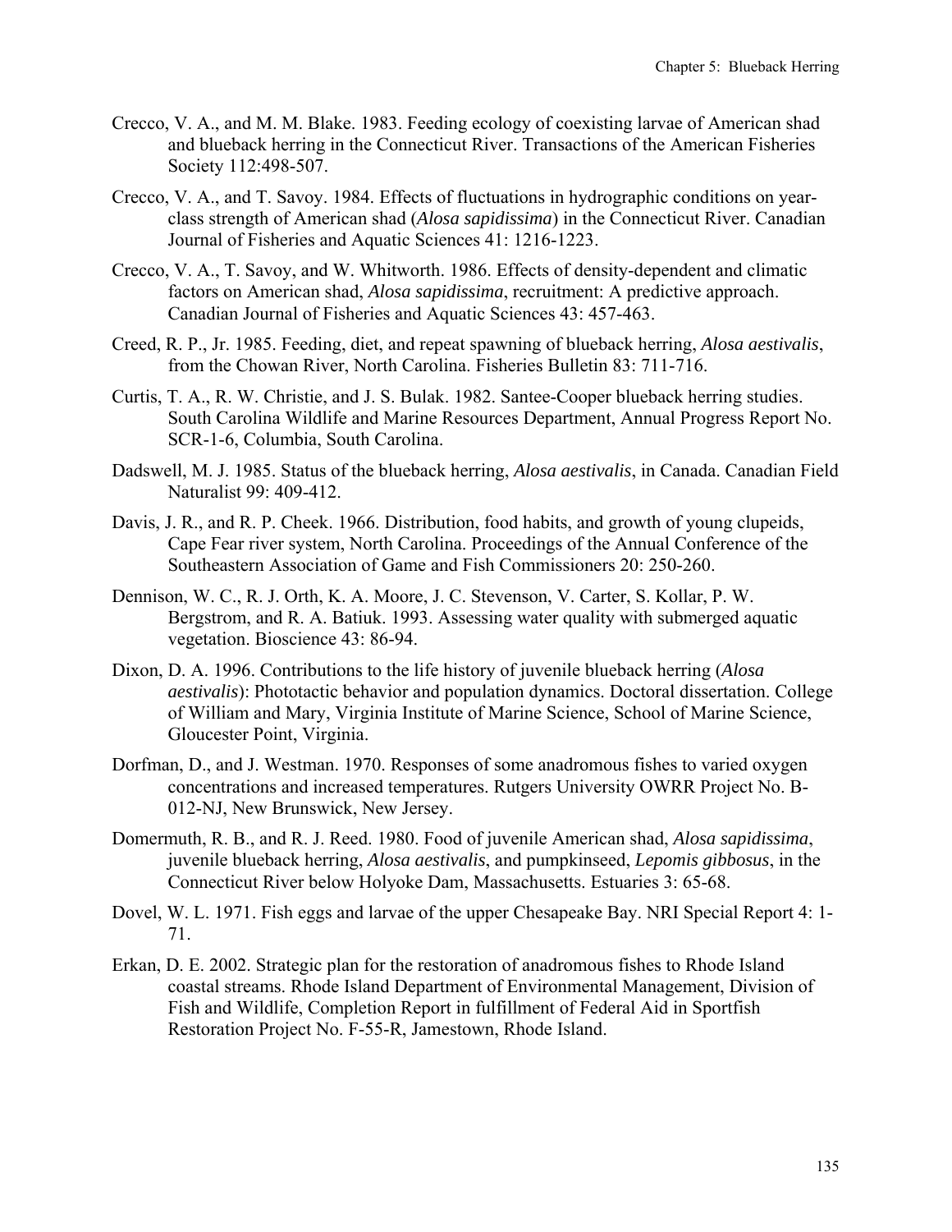Crecco, V. A., and M. M. Blake. 1983. Feeding ecology of coexisting larvae of American shad and blueback herring in the Connecticut River. Transactions of the American Fisheries Society 112:498-507.

Crecco, V. A., and T. Savoy. 1984. Effects of fluctuations in hydrographic conditions on year-class strength of American shad (*Alosa sapidissima*) in the Connecticut River. Canadian Journal of Fisheries and Aquatic Sciences 41: 1216-1223.

Crecco, V. A., T. Savoy, and W. Whitworth. 1986. Effects of density-dependent and climatic factors on American shad, *Alosa sapidissima*, recruitment: A predictive approach. Canadian Journal of Fisheries and Aquatic Sciences 43: 457-463.

Creed, R. P., Jr. 1985. Feeding, diet, and repeat spawning of blueback herring, *Alosa aestivalis*, from the Chowan River, North Carolina. Fisheries Bulletin 83: 711-716.

Curtis, T. A., R. W. Christie, and J. S. Bulak. 1982. Santee-Cooper blueback herring studies. South Carolina Wildlife and Marine Resources Department, Annual Progress Report No. SCR-1-6, Columbia, South Carolina.

Dadswell, M. J. 1985. Status of the blueback herring, *Alosa aestivalis*, in Canada. Canadian Field Naturalist 99: 409-412.

Davis, J. R., and R. P. Cheek. 1966. Distribution, food habits, and growth of young clupeids, Cape Fear river system, North Carolina. Proceedings of the Annual Conference of the Southeastern Association of Game and Fish Commissioners 20: 250-260.

Dennison, W. C., R. J. Orth, K. A. Moore, J. C. Stevenson, V. Carter, S. Kollar, P. W. Bergstrom, and R. A. Batiuk. 1993. Assessing water quality with submerged aquatic vegetation. Bioscience 43: 86-94.

Dixon, D. A. 1996. Contributions to the life history of juvenile blueback herring (*Alosa aestivalis*): Phototactic behavior and population dynamics. Doctoral dissertation. College of William and Mary, Virginia Institute of Marine Science, School of Marine Science, Gloucester Point, Virginia.

Dorfman, D., and J. Westman. 1970. Responses of some anadromous fishes to varied oxygen concentrations and increased temperatures. Rutgers University OWRR Project No. B-012-NJ, New Brunswick, New Jersey.

Domermuth, R. B., and R. J. Reed. 1980. Food of juvenile American shad, *Alosa sapidissima*, juvenile blueback herring, *Alosa aestivalis*, and pumpkinseed, *Lepomis gibbosus*, in the Connecticut River below Holyoke Dam, Massachusetts. Estuaries 3: 65-68.

Dovel, W. L. 1971. Fish eggs and larvae of the upper Chesapeake Bay. NRI Special Report 4: 1-71.

Erkan, D. E. 2002. Strategic plan for the restoration of anadromous fishes to Rhode Island coastal streams. Rhode Island Department of Environmental Management, Division of Fish and Wildlife, Completion Report in fulfillment of Federal Aid in Sportfish Restoration Project No. F-55-R, Jamestown, Rhode Island.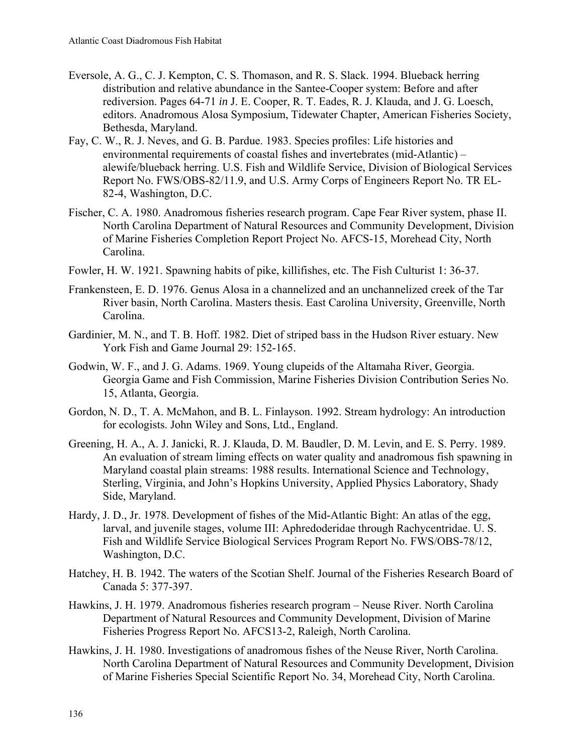Eversole, A. G., C. J. Kempton, C. S. Thomason, and R. S. Slack. 1994. Blueback herring distribution and relative abundance in the Santee-Cooper system: Before and after rediversion. Pages 64-71 *in* J. E. Cooper, R. T. Eades, R. J. Klauda, and J. G. Loesch, editors. Anadromous Alosa Symposium, Tidewater Chapter, American Fisheries Society, Bethesda, Maryland.

Fay, C. W., R. J. Neves, and G. B. Pardue. 1983. Species profiles: Life histories and environmental requirements of coastal fishes and invertebrates (mid-Atlantic) – alewife/blueback herring. U.S. Fish and Wildlife Service, Division of Biological Services Report No. FWS/OBS-82/11.9, and U.S. Army Corps of Engineers Report No. TR EL-82-4, Washington, D.C.

Fischer, C. A. 1980. Anadromous fisheries research program. Cape Fear River system, phase II. North Carolina Department of Natural Resources and Community Development, Division of Marine Fisheries Completion Report Project No. AFCS-15, Morehead City, North Carolina.

Fowler, H. W. 1921. Spawning habits of pike, killifishes, etc. The Fish Culturist 1: 36-37.

Frankensteen, E. D. 1976. Genus Alosa in a channelized and an unchannelized creek of the Tar River basin, North Carolina. Masters thesis. East Carolina University, Greenville, North Carolina.

Gardinier, M. N., and T. B. Hoff. 1982. Diet of striped bass in the Hudson River estuary. New York Fish and Game Journal 29: 152-165.

Godwin, W. F., and J. G. Adams. 1969. Young clupeids of the Altamaha River, Georgia. Georgia Game and Fish Commission, Marine Fisheries Division Contribution Series No. 15, Atlanta, Georgia.

Gordon, N. D., T. A. McMahon, and B. L. Finlayson. 1992. Stream hydrology: An introduction for ecologists. John Wiley and Sons, Ltd., England.

Greening, H. A., A. J. Janicki, R. J. Klauda, D. M. Baudler, D. M. Levin, and E. S. Perry. 1989. An evaluation of stream liming effects on water quality and anadromous fish spawning in Maryland coastal plain streams: 1988 results. International Science and Technology, Sterling, Virginia, and John's Hopkins University, Applied Physics Laboratory, Shady Side, Maryland.

Hardy, J. D., Jr. 1978. Development of fishes of the Mid-Atlantic Bight: An atlas of the egg, larval, and juvenile stages, volume III: Aphredoderidae through Rachycentridae. U. S. Fish and Wildlife Service Biological Services Program Report No. FWS/OBS-78/12, Washington, D.C.

Hatchey, H. B. 1942. The waters of the Scotian Shelf. Journal of the Fisheries Research Board of Canada 5: 377-397.

Hawkins, J. H. 1979. Anadromous fisheries research program – Neuse River. North Carolina Department of Natural Resources and Community Development, Division of Marine Fisheries Progress Report No. AFCS13-2, Raleigh, North Carolina.

Hawkins, J. H. 1980. Investigations of anadromous fishes of the Neuse River, North Carolina. North Carolina Department of Natural Resources and Community Development, Division of Marine Fisheries Special Scientific Report No. 34, Morehead City, North Carolina.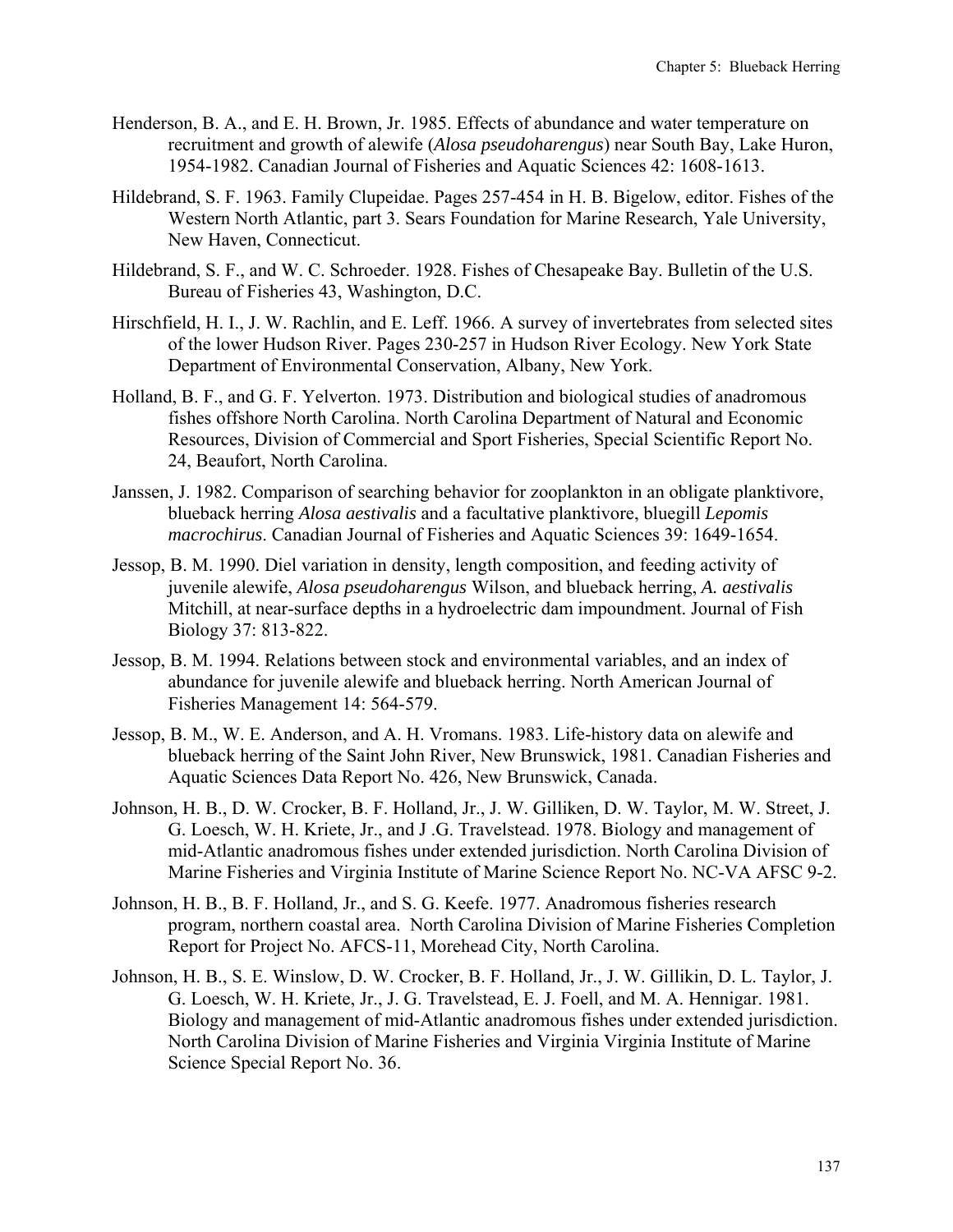Henderson, B. A., and E. H. Brown, Jr. 1985. Effects of abundance and water temperature on recruitment and growth of alewife (*Alosa pseudoharengus*) near South Bay, Lake Huron, 1954-1982. Canadian Journal of Fisheries and Aquatic Sciences 42: 1608-1613.

Hildebrand, S. F. 1963. Family Clupeidae. Pages 257-454 in H. B. Bigelow, editor. Fishes of the Western North Atlantic, part 3. Sears Foundation for Marine Research, Yale University, New Haven, Connecticut.

Hildebrand, S. F., and W. C. Schroeder. 1928. Fishes of Chesapeake Bay. Bulletin of the U.S. Bureau of Fisheries 43, Washington, D.C.

Hirschfield, H. I., J. W. Rachlin, and E. Leff. 1966. A survey of invertebrates from selected sites of the lower Hudson River. Pages 230-257 in Hudson River Ecology. New York State Department of Environmental Conservation, Albany, New York.

Holland, B. F., and G. F. Yelverton. 1973. Distribution and biological studies of anadromous fishes offshore North Carolina. North Carolina Department of Natural and Economic Resources, Division of Commercial and Sport Fisheries, Special Scientific Report No. 24, Beaufort, North Carolina.

Janssen, J. 1982. Comparison of searching behavior for zooplankton in an obligate planktivore, blueback herring *Alosa aestivalis* and a facultative planktivore, bluegill *Lepomis macrochirus*. Canadian Journal of Fisheries and Aquatic Sciences 39: 1649-1654.

Jessop, B. M. 1990. Diel variation in density, length composition, and feeding activity of juvenile alewife, *Alosa pseudoharengus* Wilson, and blueback herring, *A. aestivalis* Mitchill, at near-surface depths in a hydroelectric dam impoundment. Journal of Fish Biology 37: 813-822.

Jessop, B. M. 1994. Relations between stock and environmental variables, and an index of abundance for juvenile alewife and blueback herring. North American Journal of Fisheries Management 14: 564-579.

Jessop, B. M., W. E. Anderson, and A. H. Vromans. 1983. Life-history data on alewife and blueback herring of the Saint John River, New Brunswick, 1981. Canadian Fisheries and Aquatic Sciences Data Report No. 426, New Brunswick, Canada.

Johnson, H. B., D. W. Crocker, B. F. Holland, Jr., J. W. Gilliken, D. W. Taylor, M. W. Street, J. G. Loesch, W. H. Kriete, Jr., and J .G. Travelstead. 1978. Biology and management of mid-Atlantic anadromous fishes under extended jurisdiction. North Carolina Division of Marine Fisheries and Virginia Institute of Marine Science Report No. NC-VA AFSC 9-2.

Johnson, H. B., B. F. Holland, Jr., and S. G. Keefe. 1977. Anadromous fisheries research program, northern coastal area. North Carolina Division of Marine Fisheries Completion Report for Project No. AFCS-11, Morehead City, North Carolina.

Johnson, H. B., S. E. Winslow, D. W. Crocker, B. F. Holland, Jr., J. W. Gillikin, D. L. Taylor, J. G. Loesch, W. H. Kriete, Jr., J. G. Travelstead, E. J. Foell, and M. A. Hennigar. 1981. Biology and management of mid-Atlantic anadromous fishes under extended jurisdiction. North Carolina Division of Marine Fisheries and Virginia Virginia Institute of Marine Science Special Report No. 36.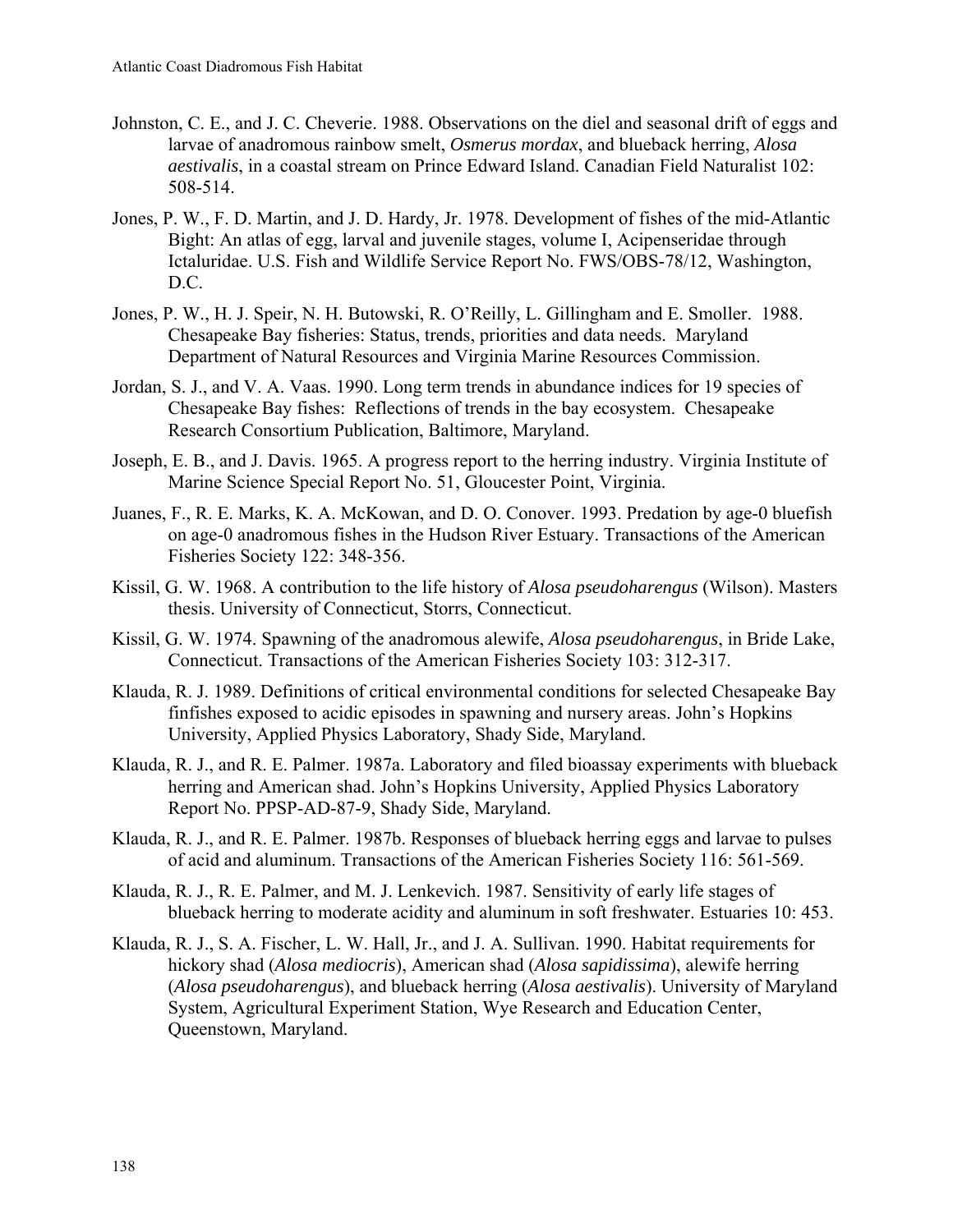Johnston, C. E., and J. C. Cheverie. 1988. Observations on the diel and seasonal drift of eggs and larvae of anadromous rainbow smelt, *Osmerus mordax*, and blueback herring, *Alosa aestivalis*, in a coastal stream on Prince Edward Island. Canadian Field Naturalist 102: 508-514.

Jones, P. W., F. D. Martin, and J. D. Hardy, Jr. 1978. Development of fishes of the mid-Atlantic Bight: An atlas of egg, larval and juvenile stages, volume I, Acipenseridae through Ictaluridae. U.S. Fish and Wildlife Service Report No. FWS/OBS-78/12, Washington, D.C.

Jones, P. W., H. J. Speir, N. H. Butowski, R. O'Reilly, L. Gillingham and E. Smoller. 1988. Chesapeake Bay fisheries: Status, trends, priorities and data needs. Maryland Department of Natural Resources and Virginia Marine Resources Commission.

Jordan, S. J., and V. A. Vaas. 1990. Long term trends in abundance indices for 19 species of Chesapeake Bay fishes: Reflections of trends in the bay ecosystem. Chesapeake Research Consortium Publication, Baltimore, Maryland.

Joseph, E. B., and J. Davis. 1965. A progress report to the herring industry. Virginia Institute of Marine Science Special Report No. 51, Gloucester Point, Virginia.

Juanes, F., R. E. Marks, K. A. McKowan, and D. O. Conover. 1993. Predation by age-0 bluefish on age-0 anadromous fishes in the Hudson River Estuary. Transactions of the American Fisheries Society 122: 348-356.

Kissil, G. W. 1968. A contribution to the life history of *Alosa pseudoharengus* (Wilson). Masters thesis. University of Connecticut, Storrs, Connecticut.

Kissil, G. W. 1974. Spawning of the anadromous alewife, *Alosa pseudoharengus*, in Bride Lake, Connecticut. Transactions of the American Fisheries Society 103: 312-317.

Klauda, R. J. 1989. Definitions of critical environmental conditions for selected Chesapeake Bay finfishes exposed to acidic episodes in spawning and nursery areas. John's Hopkins University, Applied Physics Laboratory, Shady Side, Maryland.

Klauda, R. J., and R. E. Palmer. 1987a. Laboratory and filed bioassay experiments with blueback herring and American shad. John's Hopkins University, Applied Physics Laboratory Report No. PPSP-AD-87-9, Shady Side, Maryland.

Klauda, R. J., and R. E. Palmer. 1987b. Responses of blueback herring eggs and larvae to pulses of acid and aluminum. Transactions of the American Fisheries Society 116: 561-569.

Klauda, R. J., R. E. Palmer, and M. J. Lenkevich. 1987. Sensitivity of early life stages of blueback herring to moderate acidity and aluminum in soft freshwater. Estuaries 10: 453.

Klauda, R. J., S. A. Fischer, L. W. Hall, Jr., and J. A. Sullivan. 1990. Habitat requirements for hickory shad (*Alosa mediocris*), American shad (*Alosa sapidissima*), alewife herring (*Alosa pseudoharengus*), and blueback herring (*Alosa aestivalis*). University of Maryland System, Agricultural Experiment Station, Wye Research and Education Center, Queenstown, Maryland.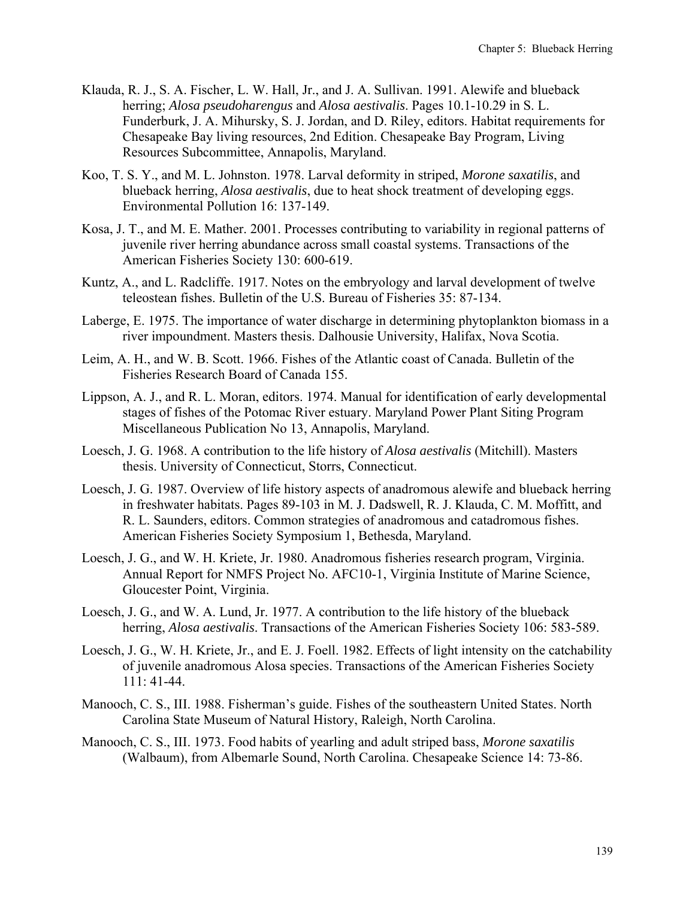Klauda, R. J., S. A. Fischer, L. W. Hall, Jr., and J. A. Sullivan. 1991. Alewife and blueback herring; *Alosa pseudoharengus* and *Alosa aestivalis*. Pages 10.1-10.29 in S. L. Funderburk, J. A. Mihursky, S. J. Jordan, and D. Riley, editors. Habitat requirements for Chesapeake Bay living resources, 2nd Edition. Chesapeake Bay Program, Living Resources Subcommittee, Annapolis, Maryland.

Koo, T. S. Y., and M. L. Johnston. 1978. Larval deformity in striped, *Morone saxatilis*, and blueback herring, *Alosa aestivalis*, due to heat shock treatment of developing eggs. Environmental Pollution 16: 137-149.

Kosa, J. T., and M. E. Mather. 2001. Processes contributing to variability in regional patterns of juvenile river herring abundance across small coastal systems. Transactions of the American Fisheries Society 130: 600-619.

Kuntz, A., and L. Radcliffe. 1917. Notes on the embryology and larval development of twelve teleostean fishes. Bulletin of the U.S. Bureau of Fisheries 35: 87-134.

Laberge, E. 1975. The importance of water discharge in determining phytoplankton biomass in a river impoundment. Masters thesis. Dalhousie University, Halifax, Nova Scotia.

Leim, A. H., and W. B. Scott. 1966. Fishes of the Atlantic coast of Canada. Bulletin of the Fisheries Research Board of Canada 155.

Lippson, A. J., and R. L. Moran, editors. 1974. Manual for identification of early developmental stages of fishes of the Potomac River estuary. Maryland Power Plant Siting Program Miscellaneous Publication No 13, Annapolis, Maryland.

Loesch, J. G. 1968. A contribution to the life history of *Alosa aestivalis* (Mitchill). Masters thesis. University of Connecticut, Storrs, Connecticut.

Loesch, J. G. 1987. Overview of life history aspects of anadromous alewife and blueback herring in freshwater habitats. Pages 89-103 in M. J. Dadswell, R. J. Klauda, C. M. Moffitt, and R. L. Saunders, editors. Common strategies of anadromous and catadromous fishes. American Fisheries Society Symposium 1, Bethesda, Maryland.

Loesch, J. G., and W. H. Kriete, Jr. 1980. Anadromous fisheries research program, Virginia. Annual Report for NMFS Project No. AFC10-1, Virginia Institute of Marine Science, Gloucester Point, Virginia.

Loesch, J. G., and W. A. Lund, Jr. 1977. A contribution to the life history of the blueback herring, *Alosa aestivalis*. Transactions of the American Fisheries Society 106: 583-589.

Loesch, J. G., W. H. Kriete, Jr., and E. J. Foell. 1982. Effects of light intensity on the catchability of juvenile anadromous Alosa species. Transactions of the American Fisheries Society 111: 41-44.

Manooch, C. S., III. 1988. Fisherman's guide. Fishes of the southeastern United States. North Carolina State Museum of Natural History, Raleigh, North Carolina.

Manooch, C. S., III. 1973. Food habits of yearling and adult striped bass, *Morone saxatilis* (Walbaum), from Albemarle Sound, North Carolina. Chesapeake Science 14: 73-86.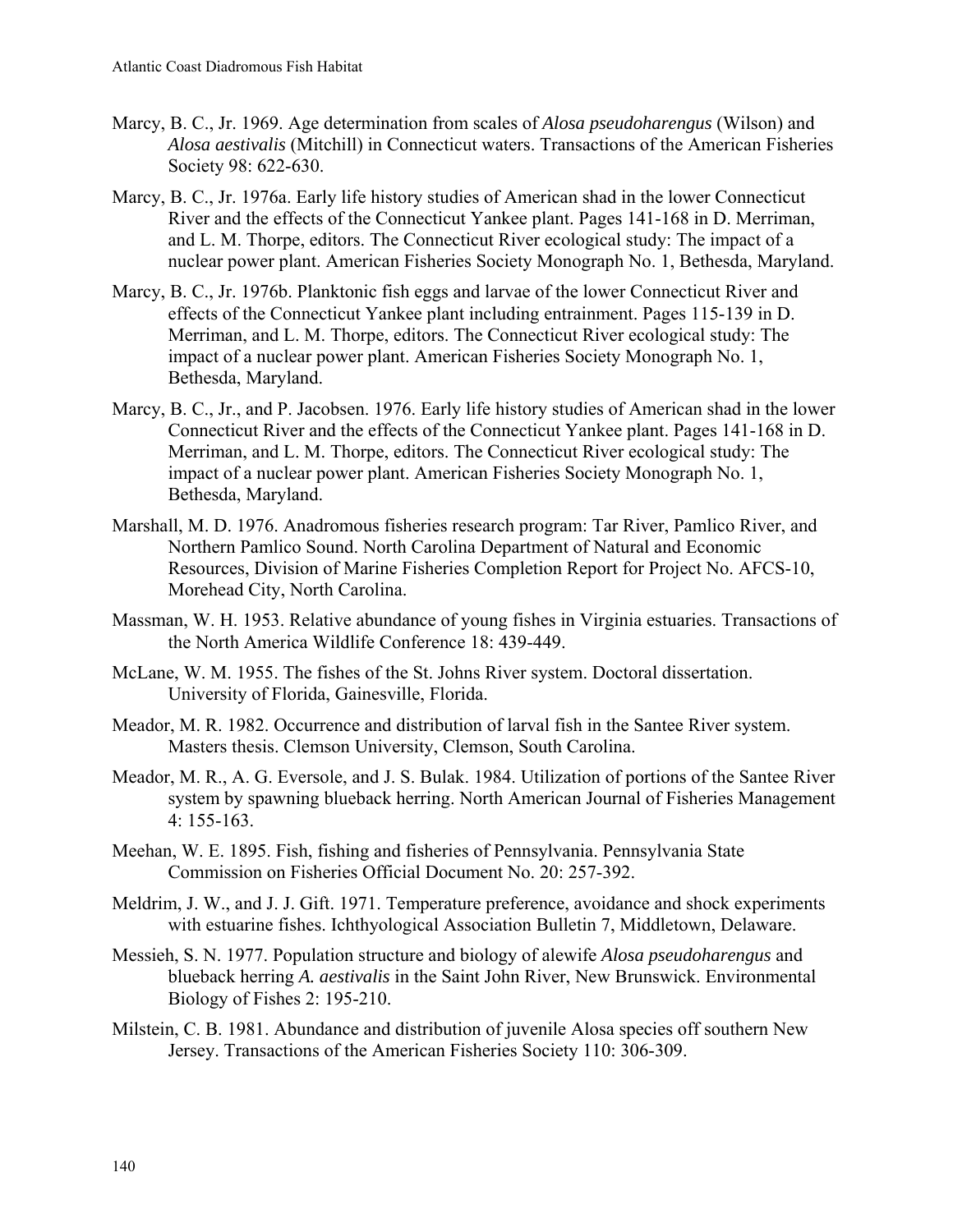Marcy, B. C., Jr. 1969. Age determination from scales of *Alosa pseudoharengus* (Wilson) and *Alosa aestivalis* (Mitchill) in Connecticut waters. Transactions of the American Fisheries Society 98: 622-630.

Marcy, B. C., Jr. 1976a. Early life history studies of American shad in the lower Connecticut River and the effects of the Connecticut Yankee plant. Pages 141-168 in D. Merriman, and L. M. Thorpe, editors. The Connecticut River ecological study: The impact of a nuclear power plant. American Fisheries Society Monograph No. 1, Bethesda, Maryland.

Marcy, B. C., Jr. 1976b. Planktonic fish eggs and larvae of the lower Connecticut River and effects of the Connecticut Yankee plant including entrainment. Pages 115-139 in D. Merriman, and L. M. Thorpe, editors. The Connecticut River ecological study: The impact of a nuclear power plant. American Fisheries Society Monograph No. 1, Bethesda, Maryland.

Marcy, B. C., Jr., and P. Jacobsen. 1976. Early life history studies of American shad in the lower Connecticut River and the effects of the Connecticut Yankee plant. Pages 141-168 in D. Merriman, and L. M. Thorpe, editors. The Connecticut River ecological study: The impact of a nuclear power plant. American Fisheries Society Monograph No. 1, Bethesda, Maryland.

Marshall, M. D. 1976. Anadromous fisheries research program: Tar River, Pamlico River, and Northern Pamlico Sound. North Carolina Department of Natural and Economic Resources, Division of Marine Fisheries Completion Report for Project No. AFCS-10, Morehead City, North Carolina.

Massman, W. H. 1953. Relative abundance of young fishes in Virginia estuaries. Transactions of the North America Wildlife Conference 18: 439-449.

McLane, W. M. 1955. The fishes of the St. Johns River system. Doctoral dissertation. University of Florida, Gainesville, Florida.

Meador, M. R. 1982. Occurrence and distribution of larval fish in the Santee River system. Masters thesis. Clemson University, Clemson, South Carolina.

Meador, M. R., A. G. Eversole, and J. S. Bulak. 1984. Utilization of portions of the Santee River system by spawning blueback herring. North American Journal of Fisheries Management 4: 155-163.

Meehan, W. E. 1895. Fish, fishing and fisheries of Pennsylvania. Pennsylvania State Commission on Fisheries Official Document No. 20: 257-392.

Meldrim, J. W., and J. J. Gift. 1971. Temperature preference, avoidance and shock experiments with estuarine fishes. Ichthyological Association Bulletin 7, Middletown, Delaware.

Messieh, S. N. 1977. Population structure and biology of alewife *Alosa pseudoharengus* and blueback herring *A. aestivalis* in the Saint John River, New Brunswick. Environmental Biology of Fishes 2: 195-210.

Milstein, C. B. 1981. Abundance and distribution of juvenile Alosa species off southern New Jersey. Transactions of the American Fisheries Society 110: 306-309.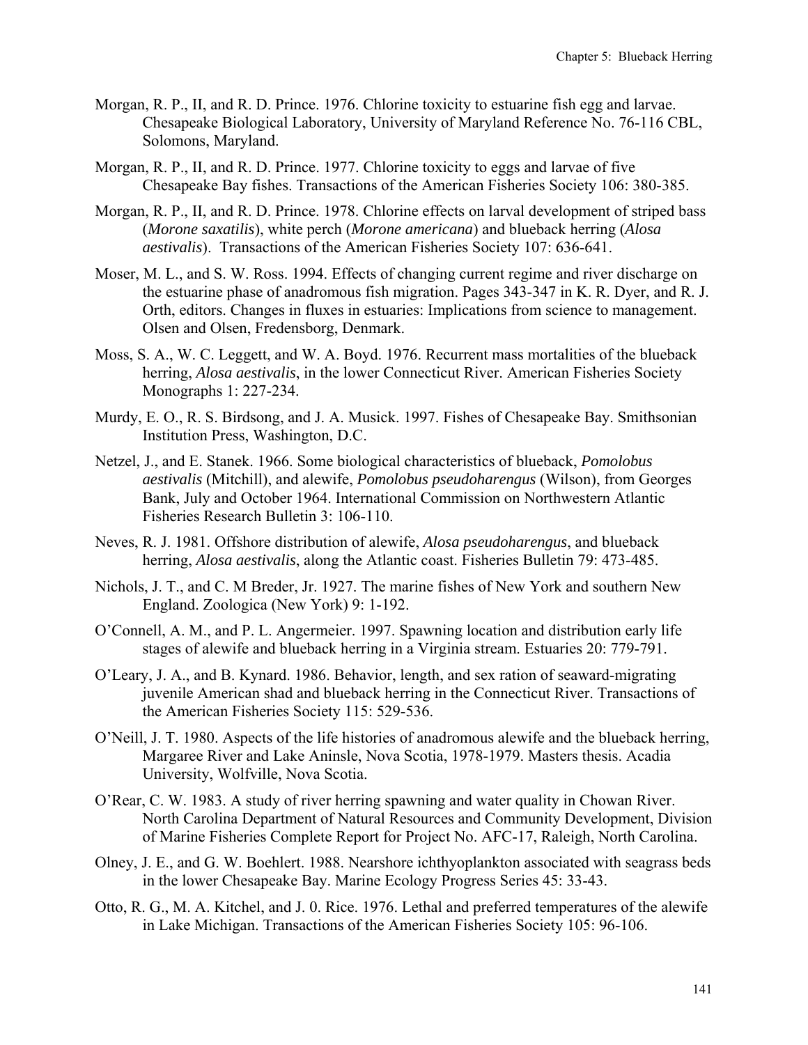Morgan, R. P., II, and R. D. Prince. 1976. Chlorine toxicity to estuarine fish egg and larvae. Chesapeake Biological Laboratory, University of Maryland Reference No. 76-116 CBL, Solomons, Maryland.

Morgan, R. P., II, and R. D. Prince. 1977. Chlorine toxicity to eggs and larvae of five Chesapeake Bay fishes. Transactions of the American Fisheries Society 106: 380-385.

Morgan, R. P., II, and R. D. Prince. 1978. Chlorine effects on larval development of striped bass (*Morone saxatilis*), white perch (*Morone americana*) and blueback herring (*Alosa aestivalis*). Transactions of the American Fisheries Society 107: 636-641.

Moser, M. L., and S. W. Ross. 1994. Effects of changing current regime and river discharge on the estuarine phase of anadromous fish migration. Pages 343-347 in K. R. Dyer, and R. J. Orth, editors. Changes in fluxes in estuaries: Implications from science to management. Olsen and Olsen, Fredensborg, Denmark.

Moss, S. A., W. C. Leggett, and W. A. Boyd. 1976. Recurrent mass mortalities of the blueback herring, *Alosa aestivalis*, in the lower Connecticut River. American Fisheries Society Monographs 1: 227-234.

Murdy, E. O., R. S. Birdsong, and J. A. Musick. 1997. Fishes of Chesapeake Bay. Smithsonian Institution Press, Washington, D.C.

Netzel, J., and E. Stanek. 1966. Some biological characteristics of blueback, *Pomolobus aestivalis* (Mitchill), and alewife, *Pomolobus pseudoharengus* (Wilson), from Georges Bank, July and October 1964. International Commission on Northwestern Atlantic Fisheries Research Bulletin 3: 106-110.

Neves, R. J. 1981. Offshore distribution of alewife, *Alosa pseudoharengus*, and blueback herring, *Alosa aestivalis*, along the Atlantic coast. Fisheries Bulletin 79: 473-485.

Nichols, J. T., and C. M Breder, Jr. 1927. The marine fishes of New York and southern New England. Zoologica (New York) 9: 1-192.

O'Connell, A. M., and P. L. Angermeier. 1997. Spawning location and distribution early life stages of alewife and blueback herring in a Virginia stream. Estuaries 20: 779-791.

O'Leary, J. A., and B. Kynard. 1986. Behavior, length, and sex ration of seaward-migrating juvenile American shad and blueback herring in the Connecticut River. Transactions of the American Fisheries Society 115: 529-536.

O'Neill, J. T. 1980. Aspects of the life histories of anadromous alewife and the blueback herring, Margaree River and Lake Aninsle, Nova Scotia, 1978-1979. Masters thesis. Acadia University, Wolfville, Nova Scotia.

O'Rear, C. W. 1983. A study of river herring spawning and water quality in Chowan River. North Carolina Department of Natural Resources and Community Development, Division of Marine Fisheries Complete Report for Project No. AFC-17, Raleigh, North Carolina.

Olney, J. E., and G. W. Boehlert. 1988. Nearshore ichthyoplankton associated with seagrass beds in the lower Chesapeake Bay. Marine Ecology Progress Series 45: 33-43.

Otto, R. G., M. A. Kitchel, and J. 0. Rice. 1976. Lethal and preferred temperatures of the alewife in Lake Michigan. Transactions of the American Fisheries Society 105: 96-106.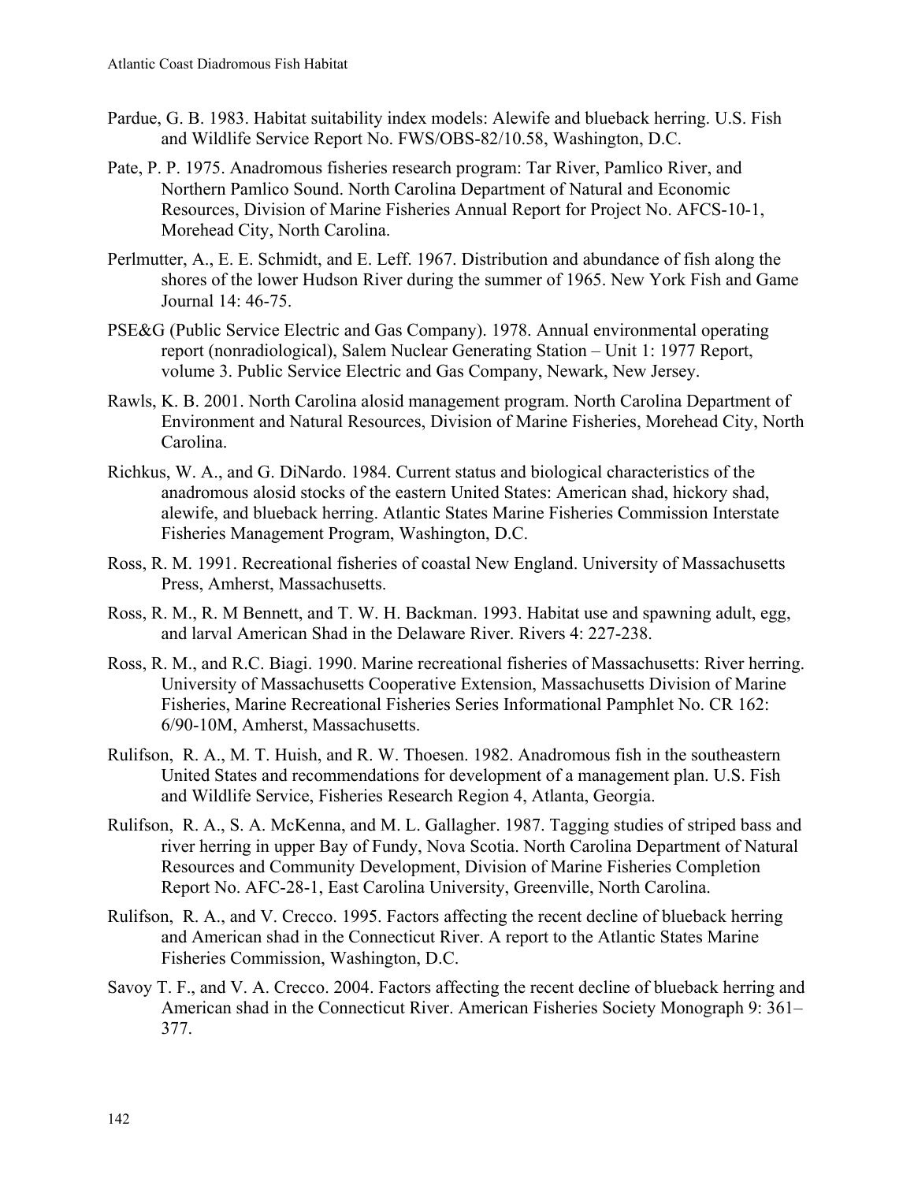Pardue, G. B. 1983. Habitat suitability index models: Alewife and blueback herring. U.S. Fish and Wildlife Service Report No. FWS/OBS-82/10.58, Washington, D.C.

Pate, P. P. 1975. Anadromous fisheries research program: Tar River, Pamlico River, and Northern Pamlico Sound. North Carolina Department of Natural and Economic Resources, Division of Marine Fisheries Annual Report for Project No. AFCS-10-1, Morehead City, North Carolina.

Perlmutter, A., E. E. Schmidt, and E. Leff. 1967. Distribution and abundance of fish along the shores of the lower Hudson River during the summer of 1965. New York Fish and Game Journal 14: 46-75.

PSE&G (Public Service Electric and Gas Company). 1978. Annual environmental operating report (nonradiological), Salem Nuclear Generating Station – Unit 1: 1977 Report, volume 3. Public Service Electric and Gas Company, Newark, New Jersey.

Rawls, K. B. 2001. North Carolina alosid management program. North Carolina Department of Environment and Natural Resources, Division of Marine Fisheries, Morehead City, North Carolina.

Richkus, W. A., and G. DiNardo. 1984. Current status and biological characteristics of the anadromous alosid stocks of the eastern United States: American shad, hickory shad, alewife, and blueback herring. Atlantic States Marine Fisheries Commission Interstate Fisheries Management Program, Washington, D.C.

Ross, R. M. 1991. Recreational fisheries of coastal New England. University of Massachusetts Press, Amherst, Massachusetts.

Ross, R. M., R. M Bennett, and T. W. H. Backman. 1993. Habitat use and spawning adult, egg, and larval American Shad in the Delaware River. Rivers 4: 227-238.

Ross, R. M., and R.C. Biagi. 1990. Marine recreational fisheries of Massachusetts: River herring. University of Massachusetts Cooperative Extension, Massachusetts Division of Marine Fisheries, Marine Recreational Fisheries Series Informational Pamphlet No. CR 162: 6/90-10M, Amherst, Massachusetts.

Rulifson, R. A., M. T. Huish, and R. W. Thoesen. 1982. Anadromous fish in the southeastern United States and recommendations for development of a management plan. U.S. Fish and Wildlife Service, Fisheries Research Region 4, Atlanta, Georgia.

Rulifson, R. A., S. A. McKenna, and M. L. Gallagher. 1987. Tagging studies of striped bass and river herring in upper Bay of Fundy, Nova Scotia. North Carolina Department of Natural Resources and Community Development, Division of Marine Fisheries Completion Report No. AFC-28-1, East Carolina University, Greenville, North Carolina.

Rulifson, R. A., and V. Crecco. 1995. Factors affecting the recent decline of blueback herring and American shad in the Connecticut River. A report to the Atlantic States Marine Fisheries Commission, Washington, D.C.

Savoy T. F., and V. A. Crecco. 2004. Factors affecting the recent decline of blueback herring and American shad in the Connecticut River. American Fisheries Society Monograph 9: 361–377.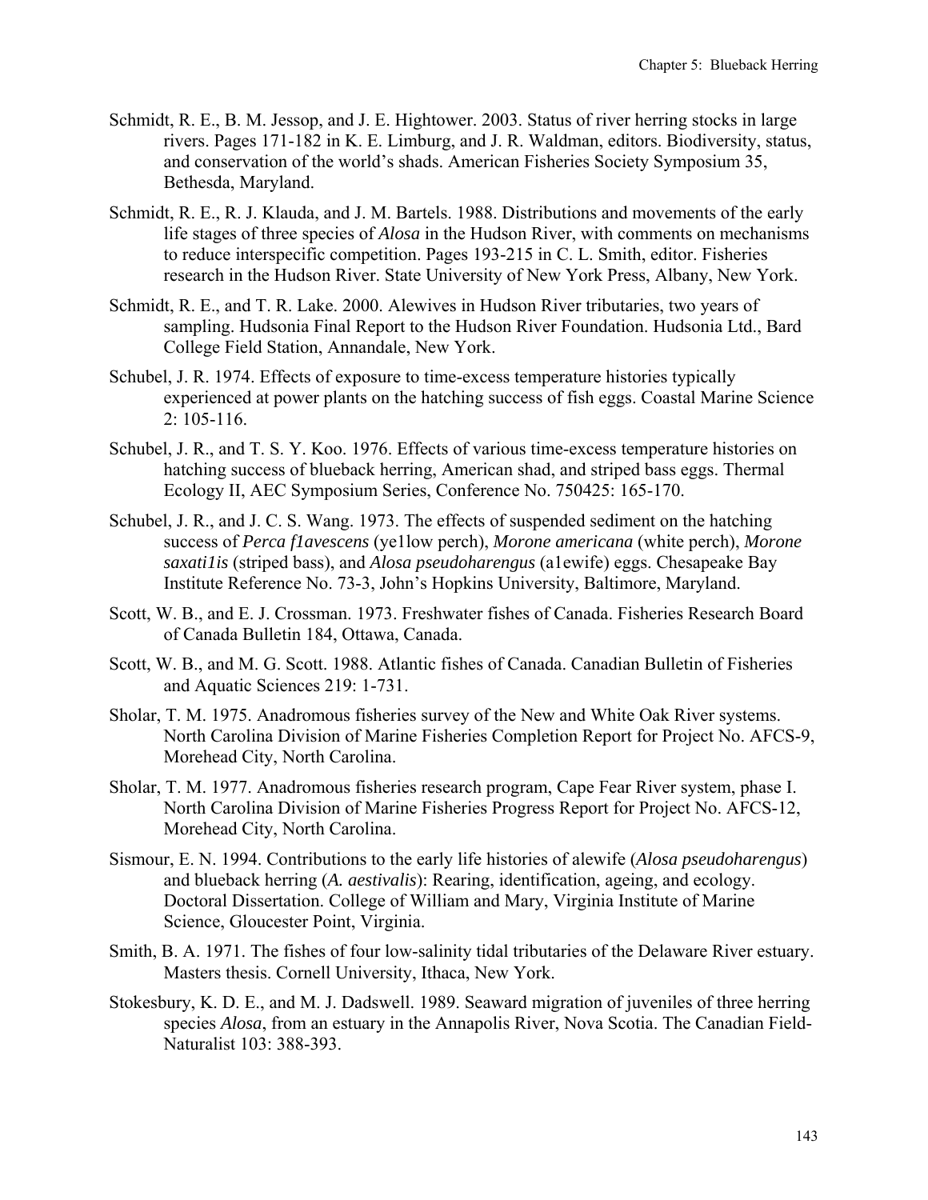Schmidt, R. E., B. M. Jessop, and J. E. Hightower. 2003. Status of river herring stocks in large rivers. Pages 171-182 in K. E. Limburg, and J. R. Waldman, editors. Biodiversity, status, and conservation of the world's shads. American Fisheries Society Symposium 35, Bethesda, Maryland.

Schmidt, R. E., R. J. Klauda, and J. M. Bartels. 1988. Distributions and movements of the early life stages of three species of *Alosa* in the Hudson River, with comments on mechanisms to reduce interspecific competition. Pages 193-215 in C. L. Smith, editor. Fisheries research in the Hudson River. State University of New York Press, Albany, New York.

Schmidt, R. E., and T. R. Lake. 2000. Alewives in Hudson River tributaries, two years of sampling. Hudsonia Final Report to the Hudson River Foundation. Hudsonia Ltd., Bard College Field Station, Annandale, New York.

Schubel, J. R. 1974. Effects of exposure to time-excess temperature histories typically experienced at power plants on the hatching success of fish eggs. Coastal Marine Science 2: 105-116.

Schubel, J. R., and T. S. Y. Koo. 1976. Effects of various time-excess temperature histories on hatching success of blueback herring, American shad, and striped bass eggs. Thermal Ecology II, AEC Symposium Series, Conference No. 750425: 165-170.

Schubel, J. R., and J. C. S. Wang. 1973. The effects of suspended sediment on the hatching success of *Perca f1avescens* (ye1low perch), *Morone americana* (white perch), *Morone saxati1is* (striped bass), and *Alosa pseudoharengus* (a1ewife) eggs. Chesapeake Bay Institute Reference No. 73-3, John's Hopkins University, Baltimore, Maryland.

Scott, W. B., and E. J. Crossman. 1973. Freshwater fishes of Canada. Fisheries Research Board of Canada Bulletin 184, Ottawa, Canada.

Scott, W. B., and M. G. Scott. 1988. Atlantic fishes of Canada. Canadian Bulletin of Fisheries and Aquatic Sciences 219: 1-731.

Sholar, T. M. 1975. Anadromous fisheries survey of the New and White Oak River systems. North Carolina Division of Marine Fisheries Completion Report for Project No. AFCS-9, Morehead City, North Carolina.

Sholar, T. M. 1977. Anadromous fisheries research program, Cape Fear River system, phase I. North Carolina Division of Marine Fisheries Progress Report for Project No. AFCS-12, Morehead City, North Carolina.

Sismour, E. N. 1994. Contributions to the early life histories of alewife (*Alosa pseudoharengus*) and blueback herring (*A. aestivalis*): Rearing, identification, ageing, and ecology. Doctoral Dissertation. College of William and Mary, Virginia Institute of Marine Science, Gloucester Point, Virginia.

Smith, B. A. 1971. The fishes of four low-salinity tidal tributaries of the Delaware River estuary. Masters thesis. Cornell University, Ithaca, New York.

Stokesbury, K. D. E., and M. J. Dadswell. 1989. Seaward migration of juveniles of three herring species *Alosa*, from an estuary in the Annapolis River, Nova Scotia. The Canadian Field-Naturalist 103: 388-393.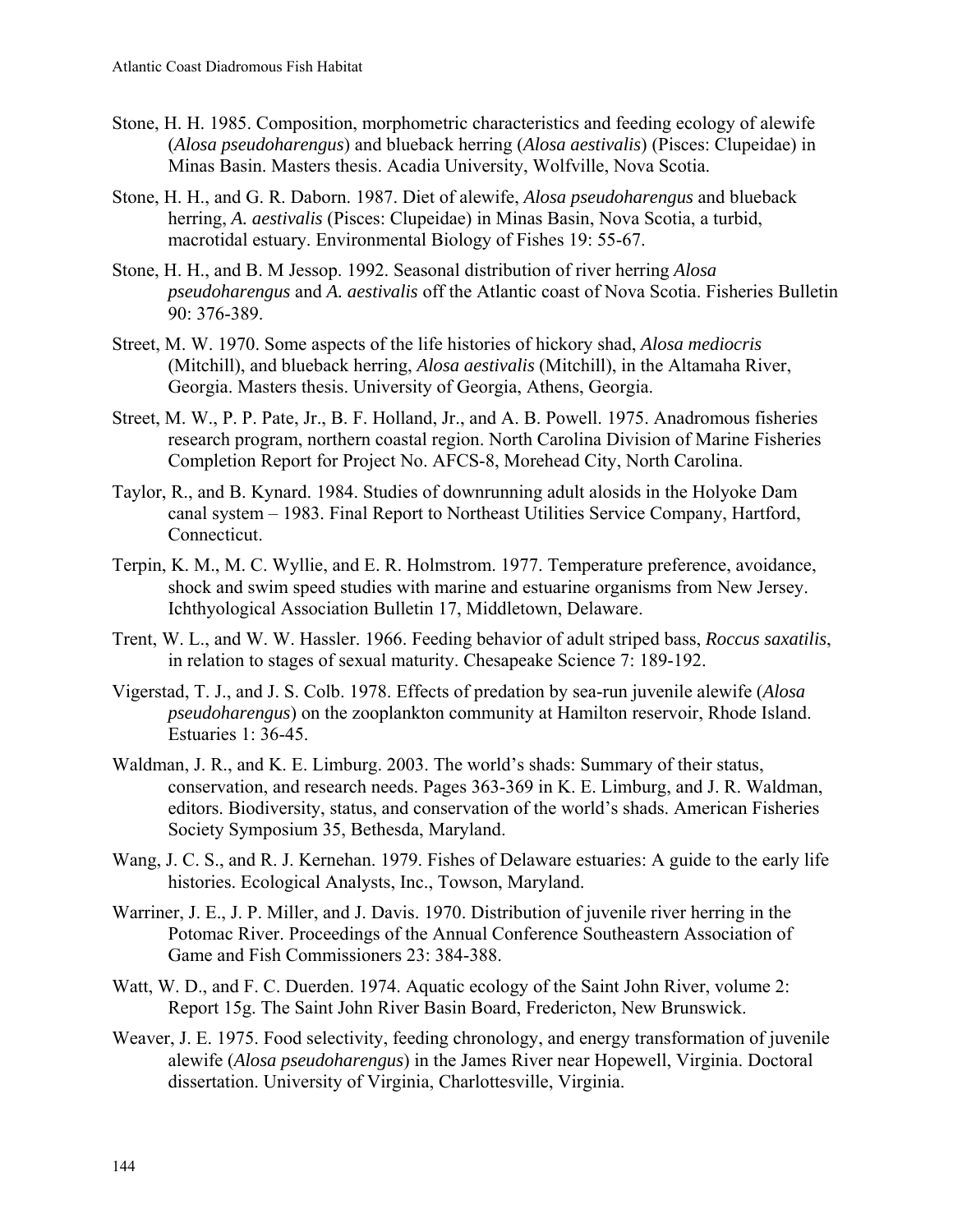Stone, H. H. 1985. Composition, morphometric characteristics and feeding ecology of alewife (*Alosa pseudoharengus*) and blueback herring (*Alosa aestivalis*) (Pisces: Clupeidae) in Minas Basin. Masters thesis. Acadia University, Wolfville, Nova Scotia.

Stone, H. H., and G. R. Daborn. 1987. Diet of alewife, *Alosa pseudoharengus* and blueback herring, *A. aestivalis* (Pisces: Clupeidae) in Minas Basin, Nova Scotia, a turbid, macrotidal estuary. Environmental Biology of Fishes 19: 55-67.

Stone, H. H., and B. M Jessop. 1992. Seasonal distribution of river herring *Alosa pseudoharengus* and *A. aestivalis* off the Atlantic coast of Nova Scotia. Fisheries Bulletin 90: 376-389.

Street, M. W. 1970. Some aspects of the life histories of hickory shad, *Alosa mediocris* (Mitchill), and blueback herring, *Alosa aestivalis* (Mitchill), in the Altamaha River, Georgia. Masters thesis. University of Georgia, Athens, Georgia.

Street, M. W., P. P. Pate, Jr., B. F. Holland, Jr., and A. B. Powell. 1975. Anadromous fisheries research program, northern coastal region. North Carolina Division of Marine Fisheries Completion Report for Project No. AFCS-8, Morehead City, North Carolina.

Taylor, R., and B. Kynard. 1984. Studies of downrunning adult alosids in the Holyoke Dam canal system – 1983. Final Report to Northeast Utilities Service Company, Hartford, Connecticut.

Terpin, K. M., M. C. Wyllie, and E. R. Holmstrom. 1977. Temperature preference, avoidance, shock and swim speed studies with marine and estuarine organisms from New Jersey. Ichthyological Association Bulletin 17, Middletown, Delaware.

Trent, W. L., and W. W. Hassler. 1966. Feeding behavior of adult striped bass, *Roccus saxatilis*, in relation to stages of sexual maturity. Chesapeake Science 7: 189-192.

Vigerstad, T. J., and J. S. Colb. 1978. Effects of predation by sea-run juvenile alewife (*Alosa pseudoharengus*) on the zooplankton community at Hamilton reservoir, Rhode Island. Estuaries 1: 36-45.

Waldman, J. R., and K. E. Limburg. 2003. The world's shads: Summary of their status, conservation, and research needs. Pages 363-369 in K. E. Limburg, and J. R. Waldman, editors. Biodiversity, status, and conservation of the world's shads. American Fisheries Society Symposium 35, Bethesda, Maryland.

Wang, J. C. S., and R. J. Kernehan. 1979. Fishes of Delaware estuaries: A guide to the early life histories. Ecological Analysts, Inc., Towson, Maryland.

Warriner, J. E., J. P. Miller, and J. Davis. 1970. Distribution of juvenile river herring in the Potomac River. Proceedings of the Annual Conference Southeastern Association of Game and Fish Commissioners 23: 384-388.

Watt, W. D., and F. C. Duerden. 1974. Aquatic ecology of the Saint John River, volume 2: Report 15g. The Saint John River Basin Board, Fredericton, New Brunswick.

Weaver, J. E. 1975. Food selectivity, feeding chronology, and energy transformation of juvenile alewife (*Alosa pseudoharengus*) in the James River near Hopewell, Virginia. Doctoral dissertation. University of Virginia, Charlottesville, Virginia.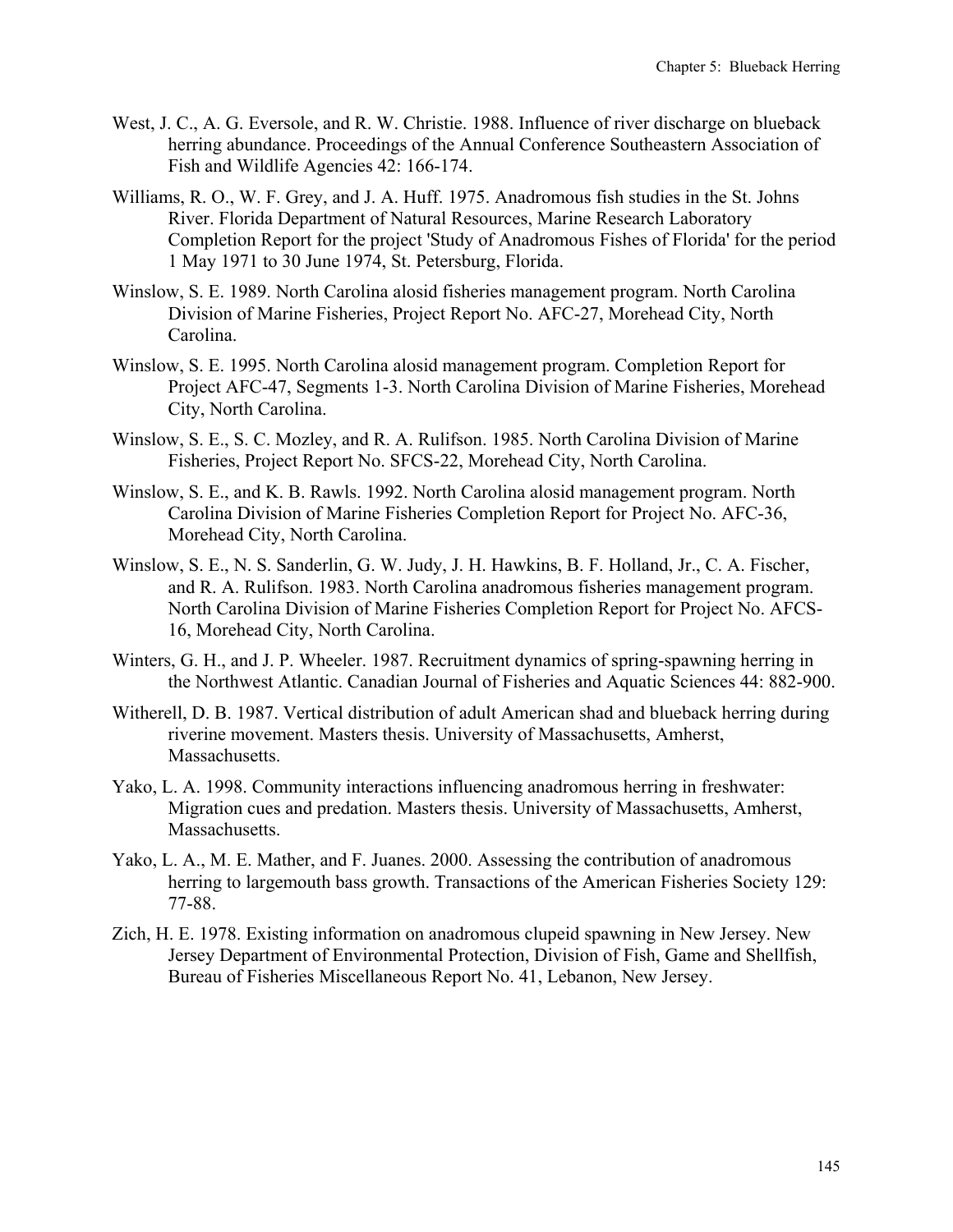West, J. C., A. G. Eversole, and R. W. Christie. 1988. Influence of river discharge on blueback herring abundance. Proceedings of the Annual Conference Southeastern Association of Fish and Wildlife Agencies 42: 166-174.

Williams, R. O., W. F. Grey, and J. A. Huff. 1975. Anadromous fish studies in the St. Johns River. Florida Department of Natural Resources, Marine Research Laboratory Completion Report for the project 'Study of Anadromous Fishes of Florida' for the period 1 May 1971 to 30 June 1974, St. Petersburg, Florida.

Winslow, S. E. 1989. North Carolina alosid fisheries management program. North Carolina Division of Marine Fisheries, Project Report No. AFC-27, Morehead City, North Carolina.

Winslow, S. E. 1995. North Carolina alosid management program. Completion Report for Project AFC-47, Segments 1-3. North Carolina Division of Marine Fisheries, Morehead City, North Carolina.

Winslow, S. E., S. C. Mozley, and R. A. Rulifson. 1985. North Carolina Division of Marine Fisheries, Project Report No. SFCS-22, Morehead City, North Carolina.

Winslow, S. E., and K. B. Rawls. 1992. North Carolina alosid management program. North Carolina Division of Marine Fisheries Completion Report for Project No. AFC-36, Morehead City, North Carolina.

Winslow, S. E., N. S. Sanderlin, G. W. Judy, J. H. Hawkins, B. F. Holland, Jr., C. A. Fischer, and R. A. Rulifson. 1983. North Carolina anadromous fisheries management program. North Carolina Division of Marine Fisheries Completion Report for Project No. AFCS-16, Morehead City, North Carolina.

Winters, G. H., and J. P. Wheeler. 1987. Recruitment dynamics of spring-spawning herring in the Northwest Atlantic. Canadian Journal of Fisheries and Aquatic Sciences 44: 882-900.

Witherell, D. B. 1987. Vertical distribution of adult American shad and blueback herring during riverine movement. Masters thesis. University of Massachusetts, Amherst, Massachusetts.

Yako, L. A. 1998. Community interactions influencing anadromous herring in freshwater: Migration cues and predation. Masters thesis. University of Massachusetts, Amherst, Massachusetts.

Yako, L. A., M. E. Mather, and F. Juanes. 2000. Assessing the contribution of anadromous herring to largemouth bass growth. Transactions of the American Fisheries Society 129: 77-88.

Zich, H. E. 1978. Existing information on anadromous clupeid spawning in New Jersey. New Jersey Department of Environmental Protection, Division of Fish, Game and Shellfish, Bureau of Fisheries Miscellaneous Report No. 41, Lebanon, New Jersey.